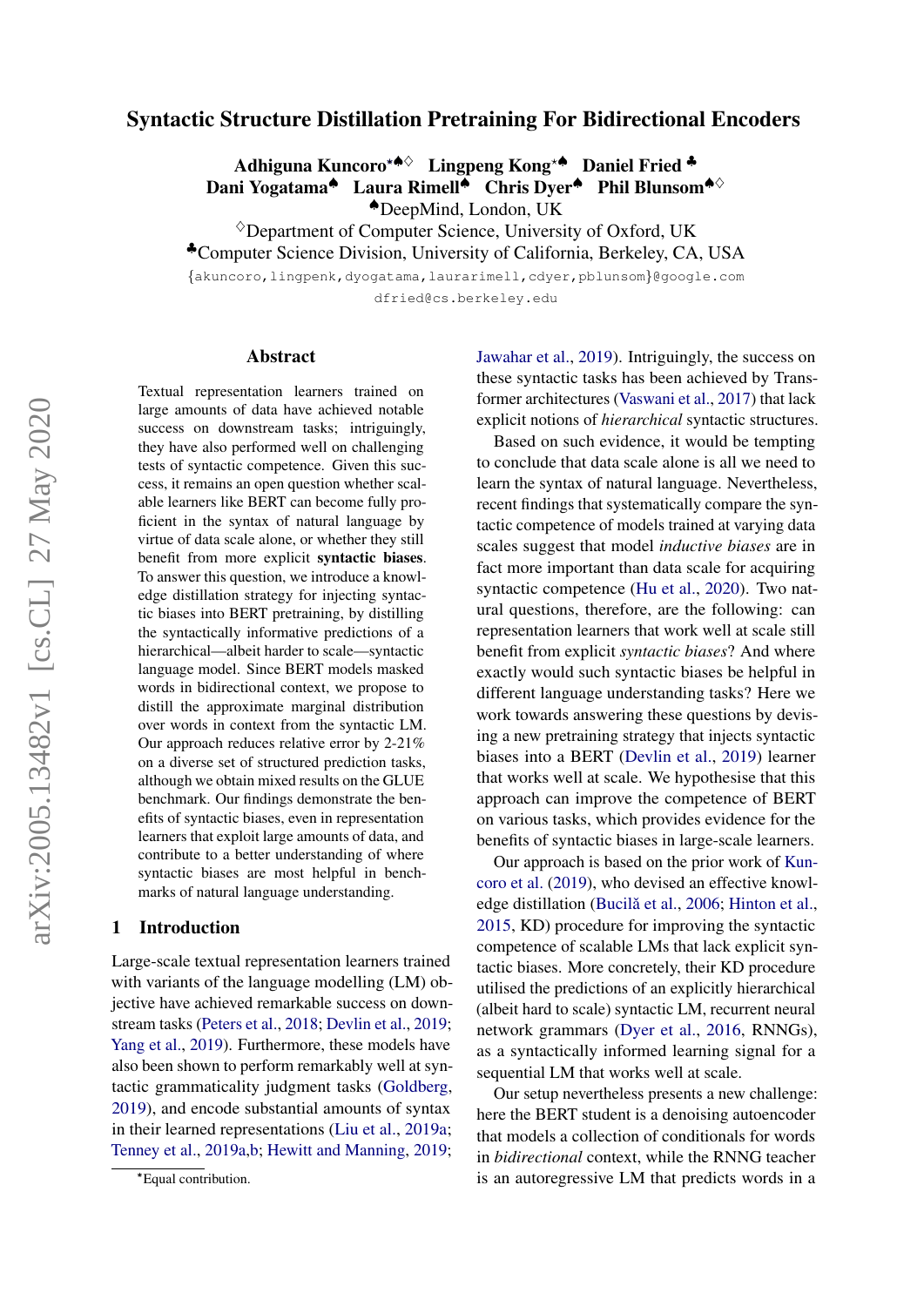# Syntactic Structure Distillation Pretraining For Bidirectional Encoders

**Adhiguna Kuncoro**[⋆♠♢] **Lingpeng Kong**[⋆♠] **Daniel Fried**[♣]
**Dani Yogatama**[♠] **Laura Rimell**[♠] **Chris Dyer**[♠] **Phil Blunsom**[♠♢]

[♠]DeepMind, London, UK
[♢]Department of Computer Science, University of Oxford, UK
[♣]Computer Science Division, University of California, Berkeley, CA, USA

{akuncoro,lingpenk,dyogatama,laurarimell,cdyer,pblunsom}@google.com
dfried@cs.berkeley.edu

## Abstract

Textual representation learners trained on large amounts of data have achieved notable success on downstream tasks; intriguingly, they have also performed well on challenging tests of syntactic competence. Given this success, it remains an open question whether scalable learners like BERT can become fully proficient in the syntax of natural language by virtue of data scale alone, or whether they still benefit from more explicit **syntactic biases**. To answer this question, we introduce a knowledge distillation strategy for injecting syntactic biases into BERT pretraining, by distilling the syntactically informative predictions of a hierarchical—albeit harder to scale—syntactic language model. Since BERT models masked words in bidirectional context, we propose to distill the approximate marginal distribution over words in context from the syntactic LM. Our approach reduces relative error by 2-21% on a diverse set of structured prediction tasks, although we obtain mixed results on the GLUE benchmark. Our findings demonstrate the benefits of syntactic biases, even in representation learners that exploit large amounts of data, and contribute to a better understanding of where syntactic biases are most helpful in benchmarks of natural language understanding.

## 1 Introduction

Large-scale textual representation learners trained with variants of the language modelling (LM) objective have achieved remarkable success on downstream tasks (Peters et al., 2018; Devlin et al., 2019; Yang et al., 2019). Furthermore, these models have also been shown to perform remarkably well at syntactic grammaticality judgment tasks (Goldberg, 2019), and encode substantial amounts of syntax in their learned representations (Liu et al., 2019a; Tenney et al., 2019a,b; Hewitt and Manning, 2019; Jawahar et al., 2019). Intriguingly, the success on these syntactic tasks has been achieved by Transformer architectures (Vaswani et al., 2017) that lack explicit notions of *hierarchical* syntactic structures.

Based on such evidence, it would be tempting to conclude that data scale alone is all we need to learn the syntax of natural language. Nevertheless, recent findings that systematically compare the syntactic competence of models trained at varying data scales suggest that model *inductive biases* are in fact more important than data scale for acquiring syntactic competence (Hu et al., 2020). Two natural questions, therefore, are the following: can representation learners that work well at scale still benefit from explicit *syntactic biases*? And where exactly would such syntactic biases be helpful in different language understanding tasks? Here we work towards answering these questions by devising a new pretraining strategy that injects syntactic biases into a BERT (Devlin et al., 2019) learner that works well at scale. We hypothesise that this approach can improve the competence of BERT on various tasks, which provides evidence for the benefits of syntactic biases in large-scale learners.

Our approach is based on the prior work of Kuncoro et al. (2019), who devised an effective knowledge distillation (Buciluǎ et al., 2006; Hinton et al., 2015, KD) procedure for improving the syntactic competence of scalable LMs that lack explicit syntactic biases. More concretely, their KD procedure utilised the predictions of an explicitly hierarchical (albeit hard to scale) syntactic LM, recurrent neural network grammars (Dyer et al., 2016, RNNGs), as a syntactically informed learning signal for a sequential LM that works well at scale.

Our setup nevertheless presents a new challenge: here the BERT student is a denoising autoencoder that models a collection of conditionals for words in *bidirectional* context, while the RNNG teacher is an autoregressive LM that predicts words in a

[⋆]Equal contribution.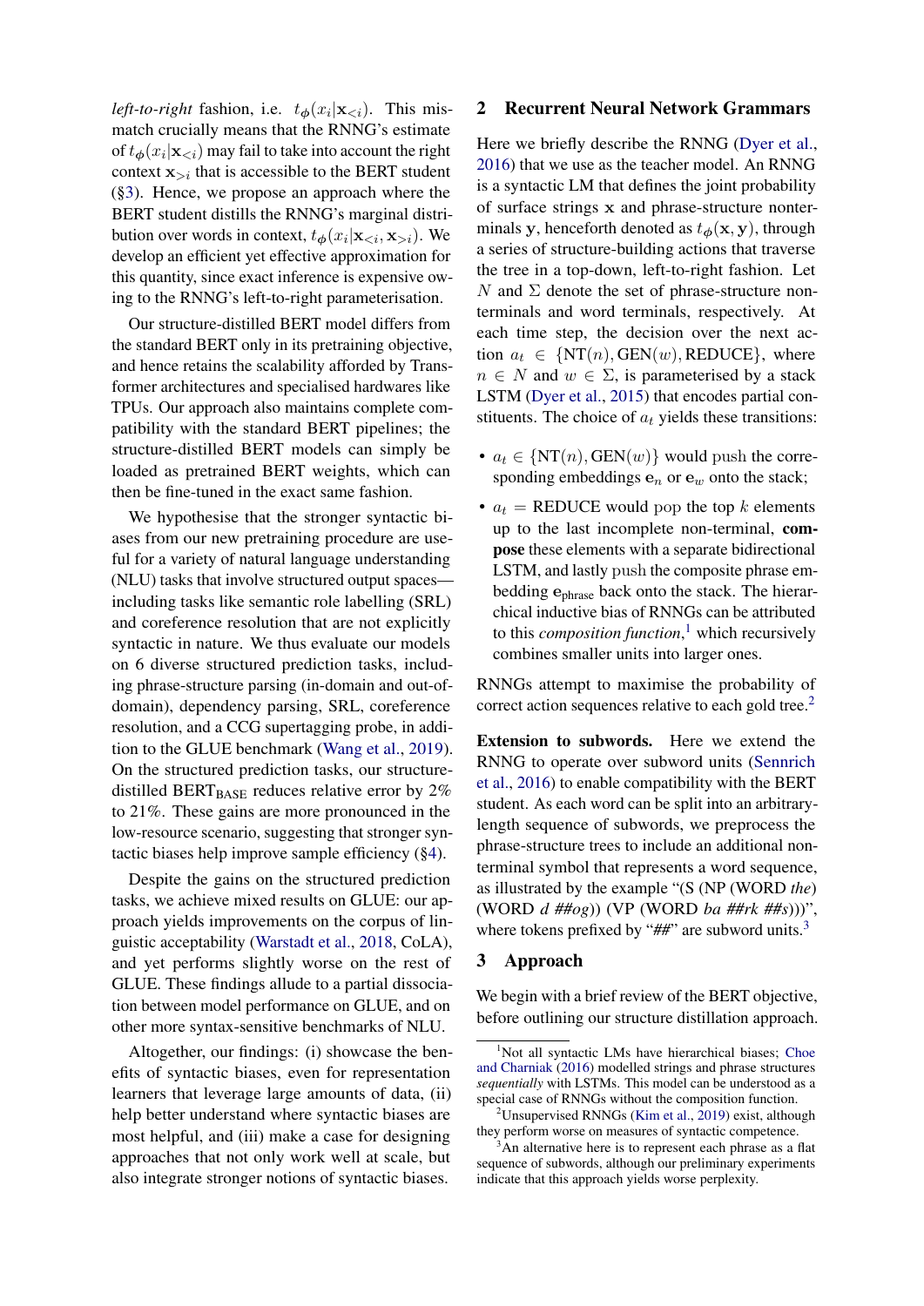*left-to-right* fashion, i.e. $t_{\boldsymbol{\phi}}(x_i|\mathbf{x}_{<i})$. This mismatch crucially means that the RNNG's estimate of $t_{\boldsymbol{\phi}}(x_i|\mathbf{x}_{<i})$ may fail to take into account the right context $\mathbf{x}_{>i}$ that is accessible to the BERT student (§3). Hence, we propose an approach where the BERT student distills the RNNG's marginal distribution over words in context, $t_{\boldsymbol{\phi}}(x_i|\mathbf{x}_{<i}, \mathbf{x}_{>i})$. We develop an efficient yet effective approximation for this quantity, since exact inference is expensive owing to the RNNG's left-to-right parameterisation.

Our structure-distilled BERT model differs from the standard BERT only in its pretraining objective, and hence retains the scalability afforded by Transformer architectures and specialised hardwares like TPUs. Our approach also maintains complete compatibility with the standard BERT pipelines; the structure-distilled BERT models can simply be loaded as pretrained BERT weights, which can then be fine-tuned in the exact same fashion.

We hypothesise that the stronger syntactic biases from our new pretraining procedure are useful for a variety of natural language understanding (NLU) tasks that involve structured output spaces—including tasks like semantic role labelling (SRL) and coreference resolution that are not explicitly syntactic in nature. We thus evaluate our models on 6 diverse structured prediction tasks, including phrase-structure parsing (in-domain and out-of-domain), dependency parsing, SRL, coreference resolution, and a CCG supertagging probe, in addition to the GLUE benchmark (Wang et al., 2019). On the structured prediction tasks, our structure-distilled $\text{BERT}_{\text{BASE}}$ reduces relative error by 2% to 21%. These gains are more pronounced in the low-resource scenario, suggesting that stronger syntactic biases help improve sample efficiency (§4).

Despite the gains on the structured prediction tasks, we achieve mixed results on GLUE: our approach yields improvements on the corpus of linguistic acceptability (Warstadt et al., 2018, CoLA), and yet performs slightly worse on the rest of GLUE. These findings allude to a partial dissociation between model performance on GLUE, and on other more syntax-sensitive benchmarks of NLU.

Altogether, our findings: (i) showcase the benefits of syntactic biases, even for representation learners that leverage large amounts of data, (ii) help better understand where syntactic biases are most helpful, and (iii) make a case for designing approaches that not only work well at scale, but also integrate stronger notions of syntactic biases.

## 2 Recurrent Neural Network Grammars

Here we briefly describe the RNNG (Dyer et al., 2016) that we use as the teacher model. An RNNG is a syntactic LM that defines the joint probability of surface strings $\mathbf{x}$ and phrase-structure nonterminals $\mathbf{y}$, henceforth denoted as $t_{\boldsymbol{\phi}}(\mathbf{x}, \mathbf{y})$, through a series of structure-building actions that traverse the tree in a top-down, left-to-right fashion. Let $N$ and $\Sigma$ denote the set of phrase-structure nonterminals and word terminals, respectively. At each time step, the decision over the next action $a_t \in \{\text{NT}(n), \text{GEN}(w), \text{REDUCE}\}$, where $n \in N$ and $w \in \Sigma$, is parameterised by a stack LSTM (Dyer et al., 2015) that encodes partial constituents. The choice of $a_t$ yields these transitions:

- $a_t \in \{\text{NT}(n), \text{GEN}(w)\}$ would push the corresponding embeddings $\mathbf{e}_n$ or $\mathbf{e}_w$ onto the stack;
- $a_t = \text{REDUCE}$ would pop the top $k$ elements up to the last incomplete non-terminal, **compose** these elements with a separate bidirectional LSTM, and lastly push the composite phrase embedding $\mathbf{e}_{\text{phrase}}$ back onto the stack. The hierarchical inductive bias of RNNGs can be attributed to this *composition function*,[1] which recursively combines smaller units into larger ones.

RNNGs attempt to maximise the probability of correct action sequences relative to each gold tree.[2]

**Extension to subwords.** Here we extend the RNNG to operate over subword units (Sennrich et al., 2016) to enable compatibility with the BERT student. As each word can be split into an arbitrary-length sequence of subwords, we preprocess the phrase-structure trees to include an additional nonterminal symbol that represents a word sequence, as illustrated by the example "(S (NP (WORD *the*) (WORD *d ##og*)) (VP (WORD *ba ##rk ##s*)))", where tokens prefixed by "*##*" are subword units.[3]

## 3 Approach

We begin with a brief review of the BERT objective, before outlining our structure distillation approach.

[1] Not all syntactic LMs have hierarchical biases; Choe and Charniak (2016) modelled strings and phrase structures *sequentially* with LSTMs. This model can be understood as a special case of RNNGs without the composition function.

[2] Unsupervised RNNGs (Kim et al., 2019) exist, although they perform worse on measures of syntactic competence.

[3] An alternative here is to represent each phrase as a flat sequence of subwords, although our preliminary experiments indicate that this approach yields worse perplexity.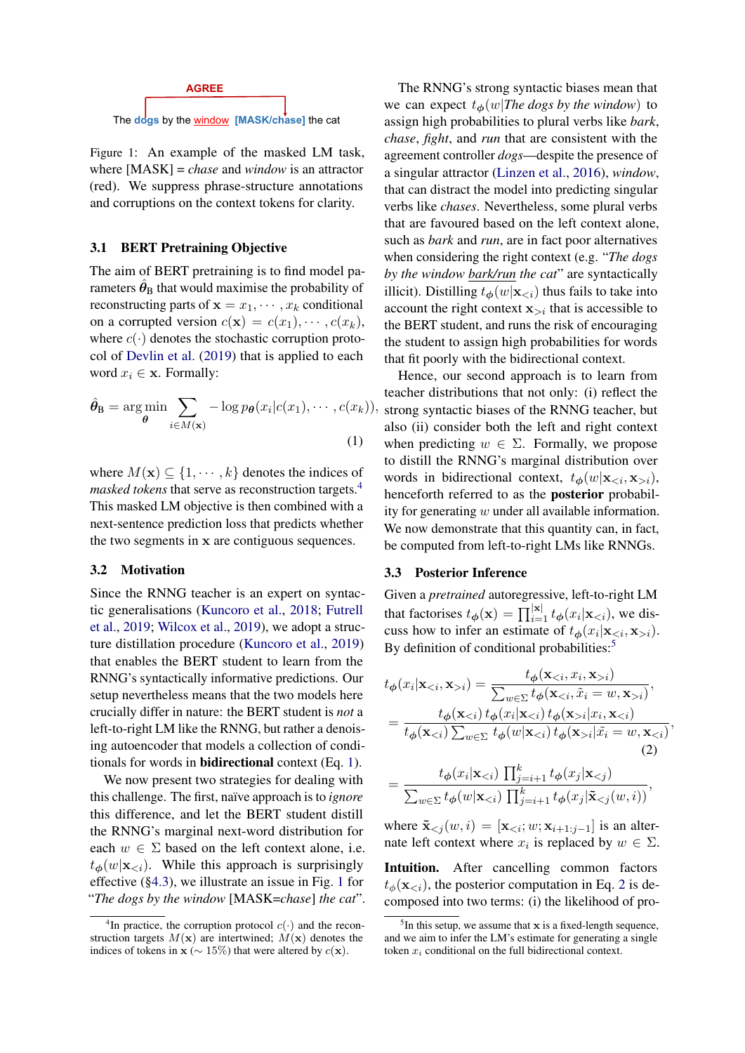AGREE

The dogs by the window [MASK/chase] the cat

Figure 1: An example of the masked LM task, where [MASK] = *chase* and *window* is an attractor (red). We suppress phrase-structure annotations and corruptions on the context tokens for clarity.

### 3.1 BERT Pretraining Objective

The aim of BERT pretraining is to find model parameters $\hat{\boldsymbol{\theta}}_{\text{B}}$ that would maximise the probability of reconstructing parts of $\mathbf{x} = x_1, \cdots, x_k$ conditional on a corrupted version $c(\mathbf{x}) = c(x_1), \cdots, c(x_k)$, where $c(\cdot)$ denotes the stochastic corruption protocol of Devlin et al. (2019) that is applied to each word $x_i \in \mathbf{x}$. Formally:

$$\hat{\boldsymbol{\theta}}_{\text{B}} = \arg\min_{\boldsymbol{\theta}} \sum_{i \in M(\mathbf{x})} -\log p_{\boldsymbol{\theta}}(x_i | c(x_1), \cdots, c(x_k)), \tag{1}$$

where $M(\mathbf{x}) \subseteq \{1, \cdots, k\}$ denotes the indices of *masked tokens* that serve as reconstruction targets.[4] This masked LM objective is then combined with a next-sentence prediction loss that predicts whether the two segments in $\mathbf{x}$ are contiguous sequences.

### 3.2 Motivation

Since the RNNG teacher is an expert on syntactic generalisations (Kuncoro et al., 2018; Futrell et al., 2019; Wilcox et al., 2019), we adopt a structure distillation procedure (Kuncoro et al., 2019) that enables the BERT student to learn from the RNNG's syntactically informative predictions. Our setup nevertheless means that the two models here crucially differ in nature: the BERT student is *not* a left-to-right LM like the RNNG, but rather a denoising autoencoder that models a collection of conditionals for words in **bidirectional** context (Eq. 1).

We now present two strategies for dealing with this challenge. The first, naïve approach is to *ignore* this difference, and let the BERT student distill the RNNG's marginal next-word distribution for each $w \in \Sigma$ based on the left context alone, i.e. $t_{\boldsymbol{\phi}}(w|\mathbf{x}_{<i})$. While this approach is surprisingly effective (§4.3), we illustrate an issue in Fig. 1 for "*The dogs by the window* [MASK=*chase*] *the cat*".

The RNNG's strong syntactic biases mean that we can expect $t_{\boldsymbol{\phi}}(w|\textit{The dogs by the window})$ to assign high probabilities to plural verbs like *bark*, *chase*, *fight*, and *run* that are consistent with the agreement controller *dogs*—despite the presence of a singular attractor (Linzen et al., 2016), *window*, that can distract the model into predicting singular verbs like *chases*. Nevertheless, some plural verbs that are favoured based on the left context alone, such as *bark* and *run*, are in fact poor alternatives when considering the right context (e.g. "*The dogs by the window* ~~bark/run~~ *the cat*" are syntactically illicit). Distilling $t_{\boldsymbol{\phi}}(w|\mathbf{x}_{<i})$ thus fails to take into account the right context $\mathbf{x}_{>i}$ that is accessible to the BERT student, and runs the risk of encouraging the student to assign high probabilities for words that fit poorly with the bidirectional context.

Hence, our second approach is to learn from teacher distributions that not only: (i) reflect the strong syntactic biases of the RNNG teacher, but also (ii) consider both the left and right context when predicting $w \in \Sigma$. Formally, we propose to distill the RNNG's marginal distribution over words in bidirectional context, $t_{\boldsymbol{\phi}}(w|\mathbf{x}_{<i}, \mathbf{x}_{>i})$, henceforth referred to as the **posterior** probability for generating $w$ under all available information. We now demonstrate that this quantity can, in fact, be computed from left-to-right LMs like RNNGs.

### 3.3 Posterior Inference

Given a *pretrained* autoregressive, left-to-right LM that factorises $t_{\boldsymbol{\phi}}(\mathbf{x}) = \prod_{i=1}^{|\mathbf{x}|} t_{\boldsymbol{\phi}}(x_i|\mathbf{x}_{<i})$, we discuss how to infer an estimate of $t_{\boldsymbol{\phi}}(x_i|\mathbf{x}_{<i}, \mathbf{x}_{>i})$. By definition of conditional probabilities:[5]

$$
\begin{aligned}
t_{\boldsymbol{\phi}}(x_i|\mathbf{x}_{<i}, \mathbf{x}_{>i}) &= \frac{t_{\boldsymbol{\phi}}(\mathbf{x}_{<i}, x_i, \mathbf{x}_{>i})}{\sum_{w \in \Sigma} t_{\boldsymbol{\phi}}(\mathbf{x}_{<i}, \tilde{x}_i = w, \mathbf{x}_{>i})}, \\
&= \frac{t_{\boldsymbol{\phi}}(\mathbf{x}_{<i})\, t_{\boldsymbol{\phi}}(x_i|\mathbf{x}_{<i})\, t_{\boldsymbol{\phi}}(\mathbf{x}_{>i}|x_i, \mathbf{x}_{<i})}{t_{\boldsymbol{\phi}}(\mathbf{x}_{<i}) \sum_{w \in \Sigma} t_{\boldsymbol{\phi}}(w|\mathbf{x}_{<i})\, t_{\boldsymbol{\phi}}(\mathbf{x}_{>i}|\tilde{x}_i = w, \mathbf{x}_{<i})}, \qquad (2) \\
&= \frac{t_{\boldsymbol{\phi}}(x_i|\mathbf{x}_{<i}) \prod_{j=i+1}^{k} t_{\boldsymbol{\phi}}(x_j|\mathbf{x}_{<j})}{\sum_{w \in \Sigma} t_{\boldsymbol{\phi}}(w|\mathbf{x}_{<i}) \prod_{j=i+1}^{k} t_{\boldsymbol{\phi}}(x_j|\tilde{\mathbf{x}}_{<j}(w, i))},
\end{aligned}
$$

where $\tilde{\mathbf{x}}_{<j}(w, i) = [\mathbf{x}_{<i}; w; \mathbf{x}_{i+1:j-1}]$ is an alternate left context where $x_i$ is replaced by $w \in \Sigma$.

**Intuition.** After cancelling common factors $t_{\phi}(\mathbf{x}_{<i})$, the posterior computation in Eq. 2 is decomposed into two terms: (i) the likelihood of pro-

[4] In practice, the corruption protocol $c(\cdot)$ and the reconstruction targets $M(\mathbf{x})$ are intertwined; $M(\mathbf{x})$ denotes the indices of tokens in $\mathbf{x}$ ($\sim 15\%$) that were altered by $c(\mathbf{x})$.

[5] In this setup, we assume that $\mathbf{x}$ is a fixed-length sequence, and we aim to infer the LM's estimate for generating a single token $x_i$ conditional on the full bidirectional context.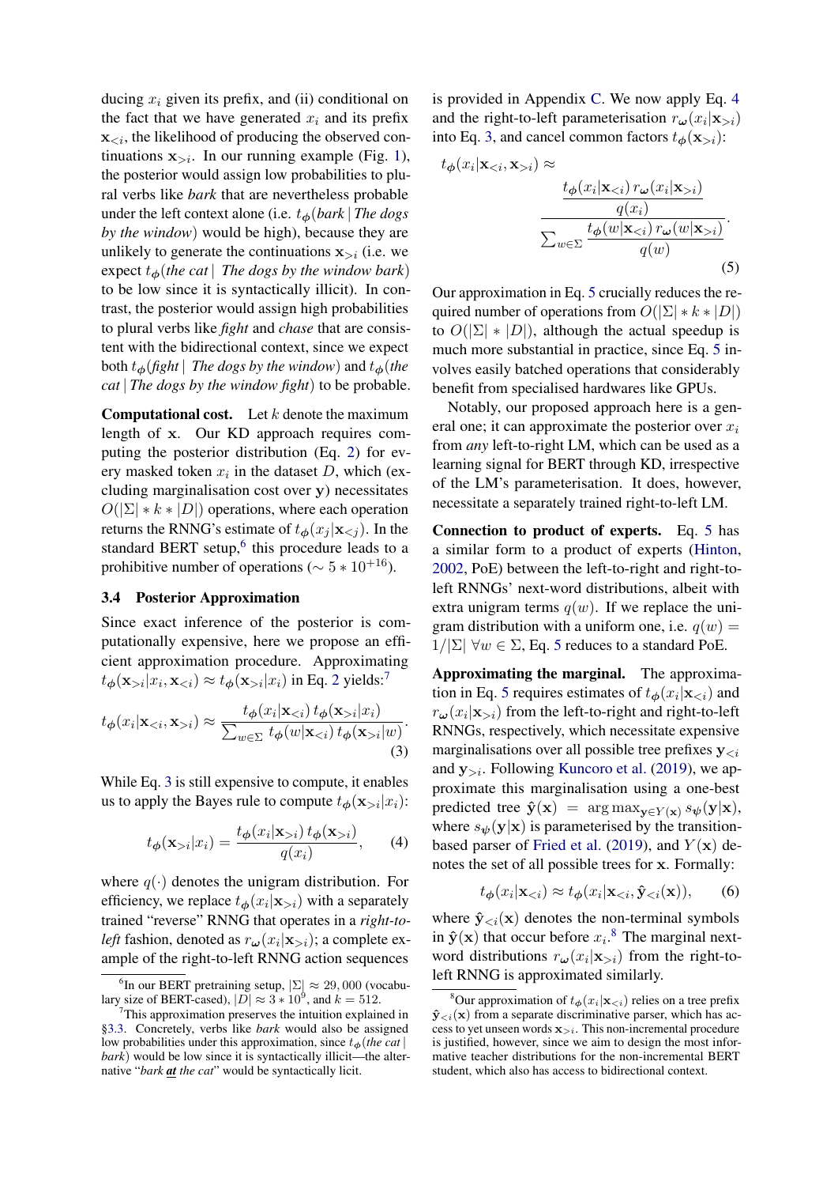ducing $x_i$ given its prefix, and (ii) conditional on the fact that we have generated $x_i$ and its prefix $\mathbf{x}_{<i}$, the likelihood of producing the observed continuations $\mathbf{x}_{>i}$. In our running example (Fig. 1), the posterior would assign low probabilities to plural verbs like *bark* that are nevertheless probable under the left context alone (i.e. $t_{\phi}$(*bark* | *The dogs by the window*) would be high), because they are unlikely to generate the continuations $\mathbf{x}_{>i}$ (i.e. we expect $t_{\phi}$(*the cat* | *The dogs by the window bark*) to be low since it is syntactically illicit). In contrast, the posterior would assign high probabilities to plural verbs like *fight* and *chase* that are consistent with the bidirectional context, since we expect both $t_{\phi}$(*fight* | *The dogs by the window*) and $t_{\phi}$(*the cat* | *The dogs by the window fight*) to be probable.

**Computational cost.** Let $k$ denote the maximum length of $\mathbf{x}$. Our KD approach requires computing the posterior distribution (Eq. 2) for every masked token $x_i$ in the dataset $D$, which (excluding marginalisation cost over $\mathbf{y}$) necessitates $O(|\Sigma| * k * |D|)$ operations, where each operation returns the RNNG's estimate of $t_{\phi}(x_j|\mathbf{x}_{<j})$. In the standard BERT setup,[6] this procedure leads to a prohibitive number of operations ($\sim 5 * 10^{+16}$).

### 3.4 Posterior Approximation

Since exact inference of the posterior is computationally expensive, here we propose an efficient approximation procedure. Approximating $t_{\phi}(\mathbf{x}_{>i}|x_i, \mathbf{x}_{<i}) \approx t_{\phi}(\mathbf{x}_{>i}|x_i)$ in Eq. 2 yields:[7]

$$t_{\phi}(x_i|\mathbf{x}_{<i}, \mathbf{x}_{>i}) \approx \frac{t_{\phi}(x_i|\mathbf{x}_{<i})\, t_{\phi}(\mathbf{x}_{>i}|x_i)}{\sum_{w \in \Sigma} t_{\phi}(w|\mathbf{x}_{<i})\, t_{\phi}(\mathbf{x}_{>i}|w)}. \tag{3}$$

While Eq. 3 is still expensive to compute, it enables us to apply the Bayes rule to compute $t_{\phi}(\mathbf{x}_{>i}|x_i)$:

$$t_{\phi}(\mathbf{x}_{>i}|x_i) = \frac{t_{\phi}(x_i|\mathbf{x}_{>i})\, t_{\phi}(\mathbf{x}_{>i})}{q(x_i)}, \tag{4}$$

where $q(\cdot)$ denotes the unigram distribution. For efficiency, we replace $t_{\phi}(x_i|\mathbf{x}_{>i})$ with a separately trained "reverse" RNNG that operates in a *right-to-left* fashion, denoted as $r_{\omega}(x_i|\mathbf{x}_{>i})$; a complete example of the right-to-left RNNG action sequences is provided in Appendix C. We now apply Eq. 4 and the right-to-left parameterisation $r_{\omega}(x_i|\mathbf{x}_{>i})$ into Eq. 3, and cancel common factors $t_{\phi}(\mathbf{x}_{>i})$:

$$t_{\phi}(x_i|\mathbf{x}_{<i}, \mathbf{x}_{>i}) \approx \frac{\frac{t_{\phi}(x_i|\mathbf{x}_{<i})\, r_{\omega}(x_i|\mathbf{x}_{>i})}{q(x_i)}}{\sum_{w \in \Sigma} \frac{t_{\phi}(w|\mathbf{x}_{<i})\, r_{\omega}(w|\mathbf{x}_{>i})}{q(w)}}. \tag{5}$$

Our approximation in Eq. 5 crucially reduces the required number of operations from $O(|\Sigma| * k * |D|)$ to $O(|\Sigma| * |D|)$, although the actual speedup is much more substantial in practice, since Eq. 5 involves easily batched operations that considerably benefit from specialised hardwares like GPUs.

Notably, our proposed approach here is a general one; it can approximate the posterior over $x_i$ from *any* left-to-right LM, which can be used as a learning signal for BERT through KD, irrespective of the LM's parameterisation. It does, however, necessitate a separately trained right-to-left LM.

**Connection to product of experts.** Eq. 5 has a similar form to a product of experts (Hinton, 2002, PoE) between the left-to-right and right-to-left RNNGs' next-word distributions, albeit with extra unigram terms $q(w)$. If we replace the unigram distribution with a uniform one, i.e. $q(w) = 1/|\Sigma|\ \forall w \in \Sigma$, Eq. 5 reduces to a standard PoE.

**Approximating the marginal.** The approximation in Eq. 5 requires estimates of $t_{\phi}(x_i|\mathbf{x}_{<i})$ and $r_{\omega}(x_i|\mathbf{x}_{>i})$ from the left-to-right and right-to-left RNNGs, respectively, which necessitate expensive marginalisations over all possible tree prefixes $\mathbf{y}_{<i}$ and $\mathbf{y}_{>i}$. Following Kuncoro et al. (2019), we approximate this marginalisation using a one-best predicted tree $\hat{\mathbf{y}}(\mathbf{x}) = \arg\max_{\mathbf{y} \in Y(\mathbf{x})} s_{\psi}(\mathbf{y}|\mathbf{x})$, where $s_{\psi}(\mathbf{y}|\mathbf{x})$ is parameterised by the transition-based parser of Fried et al. (2019), and $Y(\mathbf{x})$ denotes the set of all possible trees for $\mathbf{x}$. Formally:

$$t_{\phi}(x_i|\mathbf{x}_{<i}) \approx t_{\phi}(x_i|\mathbf{x}_{<i}, \hat{\mathbf{y}}_{<i}(\mathbf{x})), \tag{6}$$

where $\hat{\mathbf{y}}_{<i}(\mathbf{x})$ denotes the non-terminal symbols in $\hat{\mathbf{y}}(\mathbf{x})$ that occur before $x_i$.[8] The marginal next-word distributions $r_{\omega}(x_i|\mathbf{x}_{>i})$ from the right-to-left RNNG is approximated similarly.

---

[6] In our BERT pretraining setup, $|\Sigma| \approx 29,000$ (vocabulary size of BERT-cased), $|D| \approx 3 * 10^9$, and $k = 512$.

[7] This approximation preserves the intuition explained in §3.3. Concretely, verbs like *bark* would also be assigned low probabilities under this approximation, since $t_{\phi}$(*the cat* | *bark*) would be low since it is syntactically illicit—the alternative "***bark*** ***at*** *the cat*" would be syntactically licit.

[8] Our approximation of $t_{\phi}(x_i|\mathbf{x}_{<i})$ relies on a tree prefix $\hat{\mathbf{y}}_{<i}(\mathbf{x})$ from a separate discriminative parser, which has access to yet unseen words $\mathbf{x}_{>i}$. This non-incremental procedure is justified, however, since we aim to design the most informative teacher distributions for the non-incremental BERT student, which also has access to bidirectional context.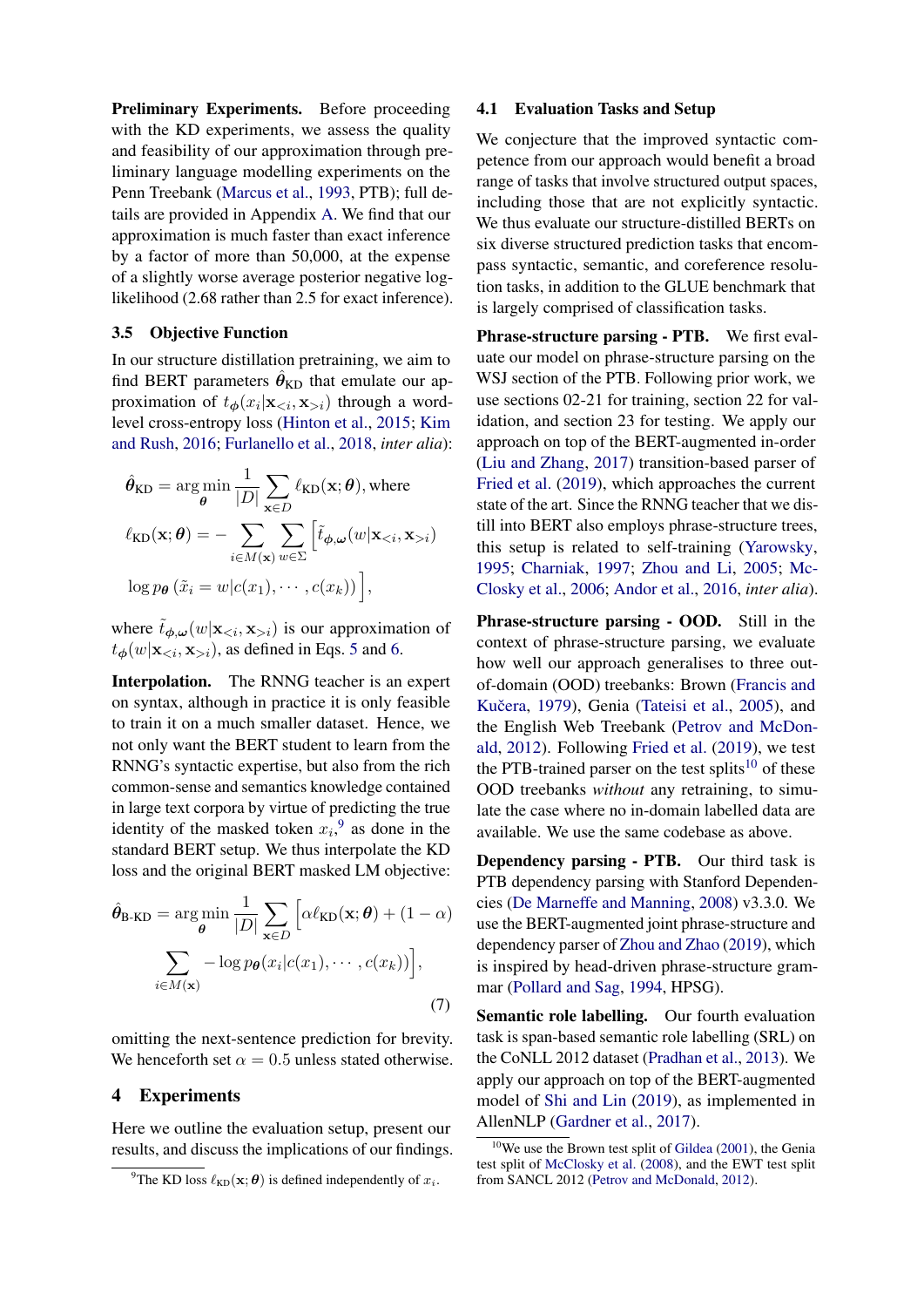**Preliminary Experiments.** Before proceeding with the KD experiments, we assess the quality and feasibility of our approximation through preliminary language modelling experiments on the Penn Treebank (Marcus et al., 1993, PTB); full details are provided in Appendix A. We find that our approximation is much faster than exact inference by a factor of more than 50,000, at the expense of a slightly worse average posterior negative log-likelihood (2.68 rather than 2.5 for exact inference).

### 3.5 Objective Function

In our structure distillation pretraining, we aim to find BERT parameters $\hat{\boldsymbol{\theta}}_{\text{KD}}$ that emulate our approximation of $t_{\boldsymbol{\phi}}(x_i|\mathbf{x}_{<i}, \mathbf{x}_{>i})$ through a word-level cross-entropy loss (Hinton et al., 2015; Kim and Rush, 2016; Furlanello et al., 2018, *inter alia*):

$$
\begin{aligned}
\hat{\boldsymbol{\theta}}_{\text{KD}} &= \arg\min_{\boldsymbol{\theta}} \frac{1}{|D|} \sum_{\mathbf{x} \in D} \ell_{\text{KD}}(\mathbf{x}; \boldsymbol{\theta}), \text{ where} \\
\ell_{\text{KD}}(\mathbf{x}; \boldsymbol{\theta}) &= - \sum_{i \in M(\mathbf{x})} \sum_{w \in \Sigma} \Big[ \tilde{t}_{\boldsymbol{\phi},\boldsymbol{\omega}}(w|\mathbf{x}_{<i}, \mathbf{x}_{>i}) \\
&\quad \log p_{\boldsymbol{\theta}} \left( \tilde{x}_i = w | c(x_1), \cdots, c(x_k) \right) \Big],
\end{aligned}
$$

where $\tilde{t}_{\boldsymbol{\phi},\boldsymbol{\omega}}(w|\mathbf{x}_{<i}, \mathbf{x}_{>i})$ is our approximation of $t_{\boldsymbol{\phi}}(w|\mathbf{x}_{<i}, \mathbf{x}_{>i})$, as defined in Eqs. 5 and 6.

**Interpolation.** The RNNG teacher is an expert on syntax, although in practice it is only feasible to train it on a much smaller dataset. Hence, we not only want the BERT student to learn from the RNNG's syntactic expertise, but also from the rich common-sense and semantics knowledge contained in large text corpora by virtue of predicting the true identity of the masked token $x_i$,[9] as done in the standard BERT setup. We thus interpolate the KD loss and the original BERT masked LM objective:

$$
\begin{aligned}
\hat{\boldsymbol{\theta}}_{\text{B-KD}} = \arg\min_{\boldsymbol{\theta}} \frac{1}{|D|} \sum_{\mathbf{x} \in D} \Big[ \alpha \ell_{\text{KD}}(\mathbf{x}; \boldsymbol{\theta}) + (1 - \alpha) \\
\sum_{i \in M(\mathbf{x})} - \log p_{\boldsymbol{\theta}}(x_i | c(x_1), \cdots, c(x_k)) \Big],
\end{aligned} \tag{7}
$$

omitting the next-sentence prediction for brevity. We henceforth set $\alpha = 0.5$ unless stated otherwise.

## 4 Experiments

Here we outline the evaluation setup, present our results, and discuss the implications of our findings.

[9] The KD loss $\ell_{\text{KD}}(\mathbf{x}; \boldsymbol{\theta})$ is defined independently of $x_i$.

### 4.1 Evaluation Tasks and Setup

We conjecture that the improved syntactic competence from our approach would benefit a broad range of tasks that involve structured output spaces, including those that are not explicitly syntactic. We thus evaluate our structure-distilled BERTs on six diverse structured prediction tasks that encompass syntactic, semantic, and coreference resolution tasks, in addition to the GLUE benchmark that is largely comprised of classification tasks.

**Phrase-structure parsing - PTB.** We first evaluate our model on phrase-structure parsing on the WSJ section of the PTB. Following prior work, we use sections 02-21 for training, section 22 for validation, and section 23 for testing. We apply our approach on top of the BERT-augmented in-order (Liu and Zhang, 2017) transition-based parser of Fried et al. (2019), which approaches the current state of the art. Since the RNNG teacher that we distill into BERT also employs phrase-structure trees, this setup is related to self-training (Yarowsky, 1995; Charniak, 1997; Zhou and Li, 2005; McClosky et al., 2006; Andor et al., 2016, *inter alia*).

**Phrase-structure parsing - OOD.** Still in the context of phrase-structure parsing, we evaluate how well our approach generalises to three out-of-domain (OOD) treebanks: Brown (Francis and Kučera, 1979), Genia (Tateisi et al., 2005), and the English Web Treebank (Petrov and McDonald, 2012). Following Fried et al. (2019), we test the PTB-trained parser on the test splits[10] of these OOD treebanks *without* any retraining, to simulate the case where no in-domain labelled data are available. We use the same codebase as above.

**Dependency parsing - PTB.** Our third task is PTB dependency parsing with Stanford Dependencies (De Marneffe and Manning, 2008) v3.3.0. We use the BERT-augmented joint phrase-structure and dependency parser of Zhou and Zhao (2019), which is inspired by head-driven phrase-structure grammar (Pollard and Sag, 1994, HPSG).

**Semantic role labelling.** Our fourth evaluation task is span-based semantic role labelling (SRL) on the CoNLL 2012 dataset (Pradhan et al., 2013). We apply our approach on top of the BERT-augmented model of Shi and Lin (2019), as implemented in AllenNLP (Gardner et al., 2017).

[10] We use the Brown test split of Gildea (2001), the Genia test split of McClosky et al. (2008), and the EWT test split from SANCL 2012 (Petrov and McDonald, 2012).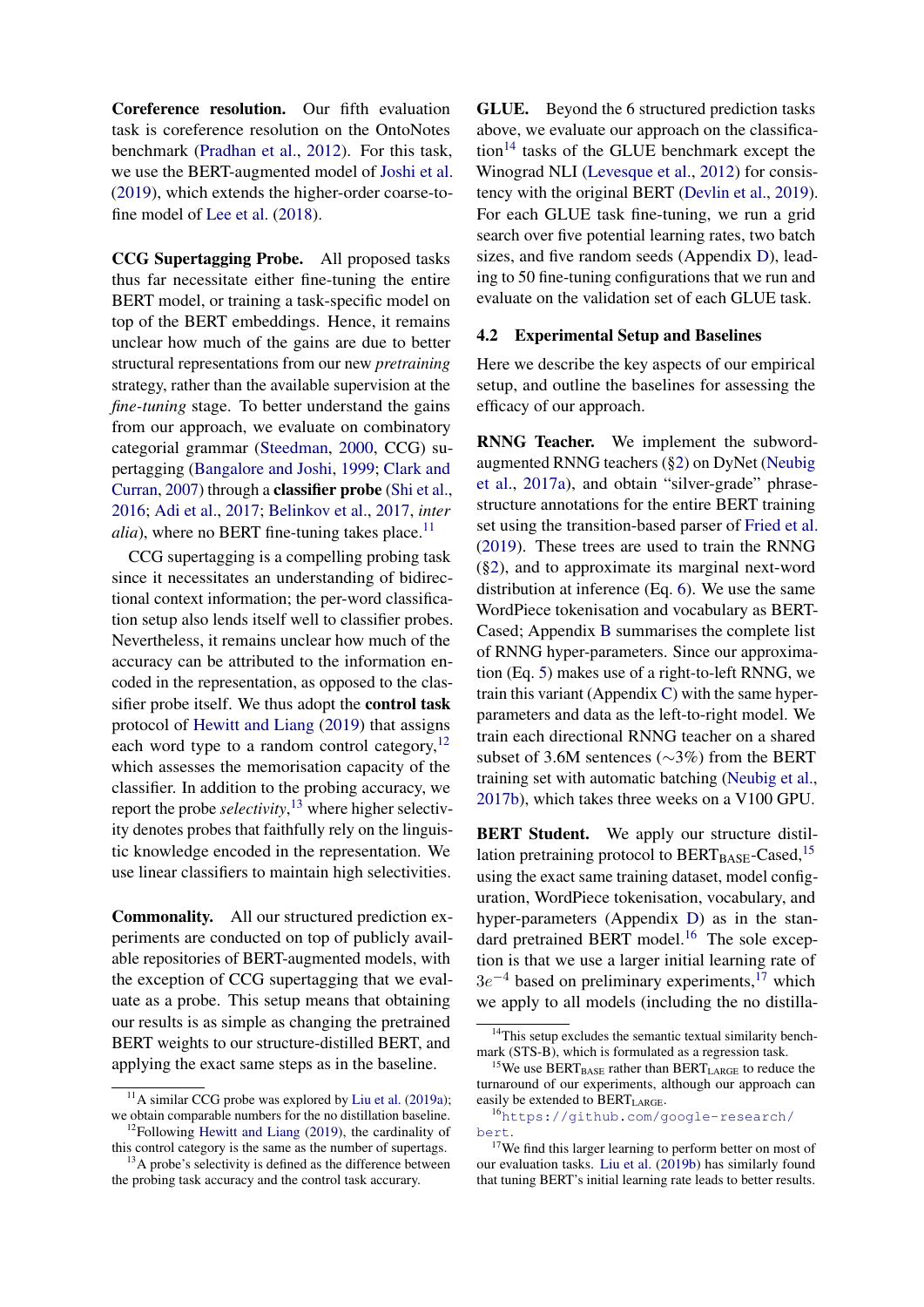**Coreference resolution.** Our fifth evaluation task is coreference resolution on the OntoNotes benchmark (Pradhan et al., 2012). For this task, we use the BERT-augmented model of Joshi et al. (2019), which extends the higher-order coarse-to-fine model of Lee et al. (2018).

**CCG Supertagging Probe.** All proposed tasks thus far necessitate either fine-tuning the entire BERT model, or training a task-specific model on top of the BERT embeddings. Hence, it remains unclear how much of the gains are due to better structural representations from our new *pretraining* strategy, rather than the available supervision at the *fine-tuning* stage. To better understand the gains from our approach, we evaluate on combinatory categorial grammar (Steedman, 2000, CCG) supertagging (Bangalore and Joshi, 1999; Clark and Curran, 2007) through a **classifier probe** (Shi et al., 2016; Adi et al., 2017; Belinkov et al., 2017, *inter alia*), where no BERT fine-tuning takes place.[11]

CCG supertagging is a compelling probing task since it necessitates an understanding of bidirectional context information; the per-word classification setup also lends itself well to classifier probes. Nevertheless, it remains unclear how much of the accuracy can be attributed to the information encoded in the representation, as opposed to the classifier probe itself. We thus adopt the **control task** protocol of Hewitt and Liang (2019) that assigns each word type to a random control category,[12] which assesses the memorisation capacity of the classifier. In addition to the probing accuracy, we report the probe *selectivity*,[13] where higher selectivity denotes probes that faithfully rely on the linguistic knowledge encoded in the representation. We use linear classifiers to maintain high selectivities.

**Commonality.** All our structured prediction experiments are conducted on top of publicly available repositories of BERT-augmented models, with the exception of CCG supertagging that we evaluate as a probe. This setup means that obtaining our results is as simple as changing the pretrained BERT weights to our structure-distilled BERT, and applying the exact same steps as in the baseline.

**GLUE.** Beyond the 6 structured prediction tasks above, we evaluate our approach on the classification[14] tasks of the GLUE benchmark except the Winograd NLI (Levesque et al., 2012) for consistency with the original BERT (Devlin et al., 2019). For each GLUE task fine-tuning, we run a grid search over five potential learning rates, two batch sizes, and five random seeds (Appendix D), leading to 50 fine-tuning configurations that we run and evaluate on the validation set of each GLUE task.

## 4.2 Experimental Setup and Baselines

Here we describe the key aspects of our empirical setup, and outline the baselines for assessing the efficacy of our approach.

**RNNG Teacher.** We implement the subword-augmented RNNG teachers (§2) on DyNet (Neubig et al., 2017a), and obtain "silver-grade" phrase-structure annotations for the entire BERT training set using the transition-based parser of Fried et al. (2019). These trees are used to train the RNNG (§2), and to approximate its marginal next-word distribution at inference (Eq. 6). We use the same WordPiece tokenisation and vocabulary as BERT-Cased; Appendix B summarises the complete list of RNNG hyper-parameters. Since our approximation (Eq. 5) makes use of a right-to-left RNNG, we train this variant (Appendix C) with the same hyper-parameters and data as the left-to-right model. We train each directional RNNG teacher on a shared subset of 3.6M sentences (~3%) from the BERT training set with automatic batching (Neubig et al., 2017b), which takes three weeks on a V100 GPU.

**BERT Student.** We apply our structure distillation pretraining protocol to $\text{BERT}_{\text{BASE}}$-Cased,[15] using the exact same training dataset, model configuration, WordPiece tokenisation, vocabulary, and hyper-parameters (Appendix D) as in the standard pretrained BERT model.[16] The sole exception is that we use a larger initial learning rate of $3e^{-4}$ based on preliminary experiments,[17] which we apply to all models (including the no distilla-

[11] A similar CCG probe was explored by Liu et al. (2019a); we obtain comparable numbers for the no distillation baseline.

[12] Following Hewitt and Liang (2019), the cardinality of this control category is the same as the number of supertags.

[13] A probe's selectivity is defined as the difference between the probing task accuracy and the control task accuracy.

[14] This setup excludes the semantic textual similarity benchmark (STS-B), which is formulated as a regression task.

[15] We use $\text{BERT}_{\text{BASE}}$ rather than $\text{BERT}_{\text{LARGE}}$ to reduce the turnaround of our experiments, although our approach can easily be extended to $\text{BERT}_{\text{LARGE}}$.

[16] https://github.com/google-research/bert.

[17] We find this larger learning to perform better on most of our evaluation tasks. Liu et al. (2019b) has similarly found that tuning BERT's initial learning rate leads to better results.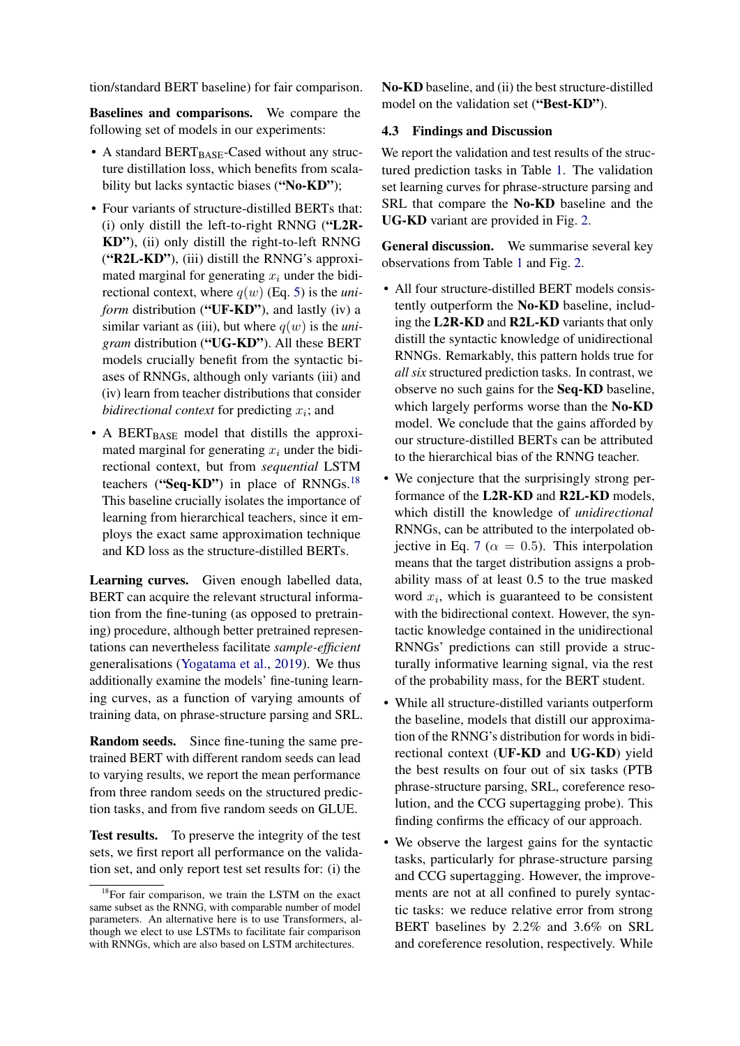tion/standard BERT baseline) for fair comparison.

**Baselines and comparisons.** We compare the following set of models in our experiments:

- A standard $\text{BERT}_{\text{BASE}}$-Cased without any structure distillation loss, which benefits from scalability but lacks syntactic biases (**"No-KD"**);
- Four variants of structure-distilled BERTs that: (i) only distill the left-to-right RNNG (**"L2R-KD"**), (ii) only distill the right-to-left RNNG (**"R2L-KD"**), (iii) distill the RNNG's approximated marginal for generating $x_i$ under the bidirectional context, where $q(w)$ (Eq. 5) is the *uniform* distribution (**"UF-KD"**), and lastly (iv) a similar variant as (iii), but where $q(w)$ is the *unigram* distribution (**"UG-KD"**). All these BERT models crucially benefit from the syntactic biases of RNNGs, although only variants (iii) and (iv) learn from teacher distributions that consider *bidirectional context* for predicting $x_i$; and
- A $\text{BERT}_{\text{BASE}}$ model that distills the approximated marginal for generating $x_i$ under the bidirectional context, but from *sequential* LSTM teachers (**"Seq-KD"**) in place of RNNGs.[18] This baseline crucially isolates the importance of learning from hierarchical teachers, since it employs the exact same approximation technique and KD loss as the structure-distilled BERTs.

**Learning curves.** Given enough labelled data, BERT can acquire the relevant structural information from the fine-tuning (as opposed to pretraining) procedure, although better pretrained representations can nevertheless facilitate *sample-efficient* generalisations (Yogatama et al., 2019). We thus additionally examine the models' fine-tuning learning curves, as a function of varying amounts of training data, on phrase-structure parsing and SRL.

**Random seeds.** Since fine-tuning the same pretrained BERT with different random seeds can lead to varying results, we report the mean performance from three random seeds on the structured prediction tasks, and from five random seeds on GLUE.

**Test results.** To preserve the integrity of the test sets, we first report all performance on the validation set, and only report test set results for: (i) the **No-KD** baseline, and (ii) the best structure-distilled model on the validation set (**"Best-KD"**).

[18] For fair comparison, we train the LSTM on the exact same subset as the RNNG, with comparable number of model parameters. An alternative here is to use Transformers, although we elect to use LSTMs to facilitate fair comparison with RNNGs, which are also based on LSTM architectures.

### 4.3 Findings and Discussion

We report the validation and test results of the structured prediction tasks in Table 1. The validation set learning curves for phrase-structure parsing and SRL that compare the **No-KD** baseline and the **UG-KD** variant are provided in Fig. 2.

**General discussion.** We summarise several key observations from Table 1 and Fig. 2.

- All four structure-distilled BERT models consistently outperform the **No-KD** baseline, including the **L2R-KD** and **R2L-KD** variants that only distill the syntactic knowledge of unidirectional RNNGs. Remarkably, this pattern holds true for *all six* structured prediction tasks. In contrast, we observe no such gains for the **Seq-KD** baseline, which largely performs worse than the **No-KD** model. We conclude that the gains afforded by our structure-distilled BERTs can be attributed to the hierarchical bias of the RNNG teacher.
- We conjecture that the surprisingly strong performance of the **L2R-KD** and **R2L-KD** models, which distill the knowledge of *unidirectional* RNNGs, can be attributed to the interpolated objective in Eq. 7 ($\alpha = 0.5$). This interpolation means that the target distribution assigns a probability mass of at least 0.5 to the true masked word $x_i$, which is guaranteed to be consistent with the bidirectional context. However, the syntactic knowledge contained in the unidirectional RNNGs' predictions can still provide a structurally informative learning signal, via the rest of the probability mass, for the BERT student.
- While all structure-distilled variants outperform the baseline, models that distill our approximation of the RNNG's distribution for words in bidirectional context (**UF-KD** and **UG-KD**) yield the best results on four out of six tasks (PTB phrase-structure parsing, SRL, coreference resolution, and the CCG supertagging probe). This finding confirms the efficacy of our approach.
- We observe the largest gains for the syntactic tasks, particularly for phrase-structure parsing and CCG supertagging. However, the improvements are not at all confined to purely syntactic tasks: we reduce relative error from strong BERT baselines by 2.2% and 3.6% on SRL and coreference resolution, respectively. While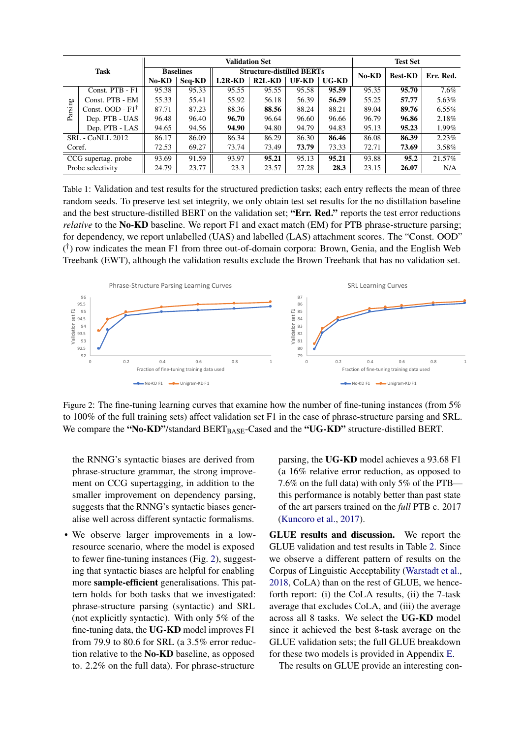| Task | | Validation Set | | | | | | Test Set | | |
|---|---|---|---|---|---|---|---|---|---|---|
| | | Baselines | | Structure-distilled BERTs | | | | No-KD | Best-KD | Err. Red. |
| | | No-KD | Seq-KD | L2R-KD | R2L-KD | UF-KD | UG-KD | | | |
| Parsing | Const. PTB - F1 | 95.38 | 95.33 | 95.55 | 95.55 | 95.58 | **95.59** | 95.35 | **95.70** | 7.6% |
| | Const. PTB - EM | 55.33 | 55.41 | 55.92 | 56.18 | 56.39 | **56.59** | 55.25 | **57.77** | 5.63% |
| | Const. OOD - F1[†] | 87.71 | 87.23 | 88.36 | **88.56** | 88.24 | 88.21 | 89.04 | **89.76** | 6.55% |
| | Dep. PTB - UAS | 96.48 | 96.40 | **96.70** | 96.64 | 96.60 | 96.66 | 96.79 | **96.86** | 2.18% |
| | Dep. PTB - LAS | 94.65 | 94.56 | **94.90** | 94.80 | 94.79 | 94.83 | 95.13 | **95.23** | 1.99% |
| SRL - CoNLL 2012 | | 86.17 | 86.09 | 86.34 | 86.29 | 86.30 | **86.46** | 86.08 | **86.39** | 2.23% |
| Coref. | | 72.53 | 69.27 | 73.74 | 73.49 | **73.79** | 73.33 | 72.71 | **73.69** | 3.58% |
| CCG supertag. probe | | 93.69 | 91.59 | 93.97 | **95.21** | 95.13 | **95.21** | 93.88 | **95.2** | 21.57% |
| Probe selectivity | | 24.79 | 23.77 | 23.3 | 23.57 | 27.28 | **28.3** | 23.15 | **26.07** | N/A |

Table 1: Validation and test results for the structured prediction tasks; each entry reflects the mean of three random seeds. To preserve test set integrity, we only obtain test set results for the no distillation baseline and the best structure-distilled BERT on the validation set; **"Err. Red."** reports the test error reductions *relative* to the **No-KD** baseline. We report F1 and exact match (EM) for PTB phrase-structure parsing; for dependency, we report unlabelled (UAS) and labelled (LAS) attachment scores. The "Const. OOD" (†) row indicates the mean F1 from three out-of-domain corpora: Brown, Genia, and the English Web Treebank (EWT), although the validation results exclude the Brown Treebank that has no validation set.

Figure 2: The fine-tuning learning curves that examine how the number of fine-tuning instances (from 5% to 100% of the full training sets) affect validation set F1 in the case of phrase-structure parsing and SRL. We compare the **"No-KD"**/standard $\text{BERT}_{\text{BASE}}$-Cased and the **"UG-KD"** structure-distilled BERT.

the RNNG's syntactic biases are derived from phrase-structure grammar, the strong improvement on CCG supertagging, in addition to the smaller improvement on dependency parsing, suggests that the RNNG's syntactic biases generalise well across different syntactic formalisms.

- We observe larger improvements in a low-resource scenario, where the model is exposed to fewer fine-tuning instances (Fig. 2), suggesting that syntactic biases are helpful for enabling more **sample-efficient** generalisations. This pattern holds for both tasks that we investigated: phrase-structure parsing (syntactic) and SRL (not explicitly syntactic). With only 5% of the fine-tuning data, the **UG-KD** model improves F1 from 79.9 to 80.6 for SRL (a 3.5% error reduction relative to the **No-KD** baseline, as opposed to. 2.2% on the full data). For phrase-structure parsing, the **UG-KD** model achieves a 93.68 F1 (a 16% relative error reduction, as opposed to 7.6% on the full data) with only 5% of the PTB—this performance is notably better than past state of the art parsers trained on the *full* PTB c. 2017 (Kuncoro et al., 2017).

**GLUE results and discussion.** We report the GLUE validation and test results in Table 2. Since we observe a different pattern of results on the Corpus of Linguistic Acceptability (Warstadt et al., 2018, CoLA) than on the rest of GLUE, we henceforth report: (i) the CoLA results, (ii) the 7-task average that excludes CoLA, and (iii) the average across all 8 tasks. We select the **UG-KD** model since it achieved the best 8-task average on the GLUE validation sets; the full GLUE breakdown for these two models is provided in Appendix E.

The results on GLUE provide an interesting con-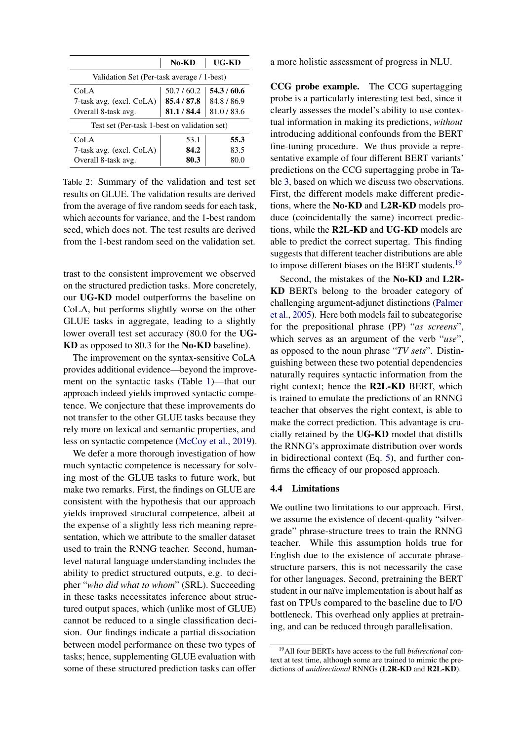| | **No-KD** | **UG-KD** |
|---|---|---|
| Validation Set (Per-task average / 1-best) | | |
| CoLA | 50.7 / 60.2 | **54.3 / 60.6** |
| 7-task avg. (excl. CoLA) | **85.4 / 87.8** | 84.8 / 86.9 |
| Overall 8-task avg. | **81.1 / 84.4** | 81.0 / 83.6 |
| Test set (Per-task 1-best on validation set) | | |
| CoLA | 53.1 | **55.3** |
| 7-task avg. (excl. CoLA) | **84.2** | 83.5 |
| Overall 8-task avg. | **80.3** | 80.0 |

Table 2: Summary of the validation and test set results on GLUE. The validation results are derived from the average of five random seeds for each task, which accounts for variance, and the 1-best random seed, which does not. The test results are derived from the 1-best random seed on the validation set.

trast to the consistent improvement we observed on the structured prediction tasks. More concretely, our **UG-KD** model outperforms the baseline on CoLA, but performs slightly worse on the other GLUE tasks in aggregate, leading to a slightly lower overall test set accuracy (80.0 for the **UG-KD** as opposed to 80.3 for the **No-KD** baseline).

The improvement on the syntax-sensitive CoLA provides additional evidence—beyond the improvement on the syntactic tasks (Table 1)—that our approach indeed yields improved syntactic competence. We conjecture that these improvements do not transfer to the other GLUE tasks because they rely more on lexical and semantic properties, and less on syntactic competence (McCoy et al., 2019).

We defer a more thorough investigation of how much syntactic competence is necessary for solving most of the GLUE tasks to future work, but make two remarks. First, the findings on GLUE are consistent with the hypothesis that our approach yields improved structural competence, albeit at the expense of a slightly less rich meaning representation, which we attribute to the smaller dataset used to train the RNNG teacher. Second, human-level natural language understanding includes the ability to predict structured outputs, e.g. to decipher "*who did what to whom*" (SRL). Succeeding in these tasks necessitates inference about structured output spaces, which (unlike most of GLUE) cannot be reduced to a single classification decision. Our findings indicate a partial dissociation between model performance on these two types of tasks; hence, supplementing GLUE evaluation with some of these structured prediction tasks can offer a more holistic assessment of progress in NLU.

**CCG probe example.** The CCG supertagging probe is a particularly interesting test bed, since it clearly assesses the model's ability to use contextual information in making its predictions, *without* introducing additional confounds from the BERT fine-tuning procedure. We thus provide a representative example of four different BERT variants' predictions on the CCG supertagging probe in Table 3, based on which we discuss two observations. First, the different models make different predictions, where the **No-KD** and **L2R-KD** models produce (coincidentally the same) incorrect predictions, while the **R2L-KD** and **UG-KD** models are able to predict the correct supertag. This finding suggests that different teacher distributions are able to impose different biases on the BERT students.[19]

Second, the mistakes of the **No-KD** and **L2R-KD** BERTs belong to the broader category of challenging argument-adjunct distinctions (Palmer et al., 2005). Here both models fail to subcategorise for the prepositional phrase (PP) "*as screens*", which serves as an argument of the verb "*use*", as opposed to the noun phrase "*TV sets*". Distinguishing between these two potential dependencies naturally requires syntactic information from the right context; hence the **R2L-KD** BERT, which is trained to emulate the predictions of an RNNG teacher that observes the right context, is able to make the correct prediction. This advantage is crucially retained by the **UG-KD** model that distills the RNNG's approximate distribution over words in bidirectional context (Eq. 5), and further confirms the efficacy of our proposed approach.

### 4.4 Limitations

We outline two limitations to our approach. First, we assume the existence of decent-quality "silver-grade" phrase-structure trees to train the RNNG teacher. While this assumption holds true for English due to the existence of accurate phrase-structure parsers, this is not necessarily the case for other languages. Second, pretraining the BERT student in our naïve implementation is about half as fast on TPUs compared to the baseline due to I/O bottleneck. This overhead only applies at pretraining, and can be reduced through parallelisation.

[19] All four BERTs have access to the full *bidirectional* context at test time, although some are trained to mimic the predictions of *unidirectional* RNNGs (**L2R-KD** and **R2L-KD**).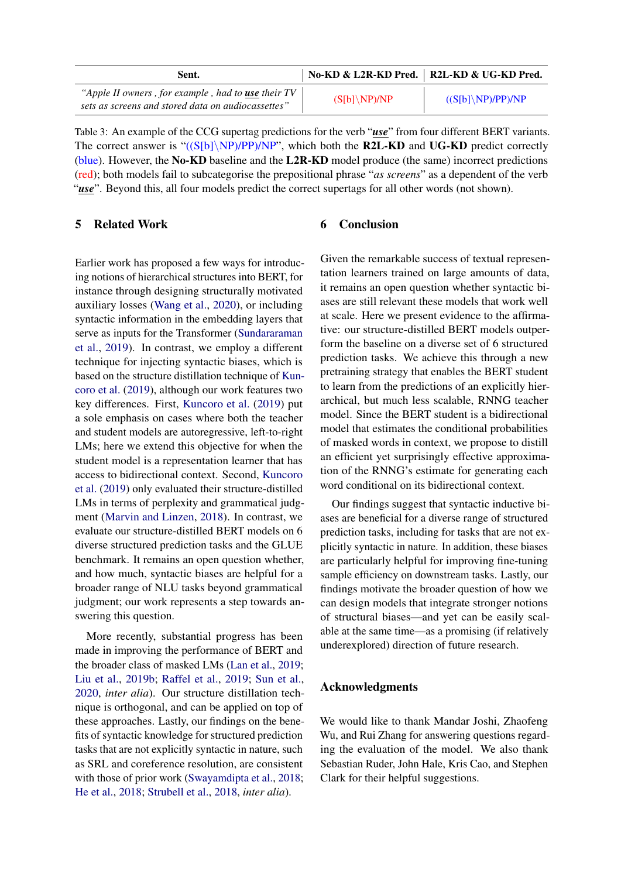| Sent. | No-KD & L2R-KD Pred. | R2L-KD & UG-KD Pred. |
|---|---|---|
| *"Apple II owners , for example , had to **use** their TV sets as screens and stored data on audiocassettes"* | (S[b]\NP)/NP | ((S[b]\NP)/PP)/NP |

Table 3: An example of the CCG supertag predictions for the verb "***use***" from four different BERT variants. The correct answer is "((S[b]\NP)/PP)/NP", which both the **R2L-KD** and **UG-KD** predict correctly (blue). However, the **No-KD** baseline and the **L2R-KD** model produce (the same) incorrect predictions (red); both models fail to subcategorise the prepositional phrase "*as screens*" as a dependent of the verb "***use***". Beyond this, all four models predict the correct supertags for all other words (not shown).

## 5 Related Work

Earlier work has proposed a few ways for introducing notions of hierarchical structures into BERT, for instance through designing structurally motivated auxiliary losses (Wang et al., 2020), or including syntactic information in the embedding layers that serve as inputs for the Transformer (Sundararaman et al., 2019). In contrast, we employ a different technique for injecting syntactic biases, which is based on the structure distillation technique of Kuncoro et al. (2019), although our work features two key differences. First, Kuncoro et al. (2019) put a sole emphasis on cases where both the teacher and student models are autoregressive, left-to-right LMs; here we extend this objective for when the student model is a representation learner that has access to bidirectional context. Second, Kuncoro et al. (2019) only evaluated their structure-distilled LMs in terms of perplexity and grammatical judgment (Marvin and Linzen, 2018). In contrast, we evaluate our structure-distilled BERT models on 6 diverse structured prediction tasks and the GLUE benchmark. It remains an open question whether, and how much, syntactic biases are helpful for a broader range of NLU tasks beyond grammatical judgment; our work represents a step towards answering this question.

More recently, substantial progress has been made in improving the performance of BERT and the broader class of masked LMs (Lan et al., 2019; Liu et al., 2019b; Raffel et al., 2019; Sun et al., 2020, *inter alia*). Our structure distillation technique is orthogonal, and can be applied on top of these approaches. Lastly, our findings on the benefits of syntactic knowledge for structured prediction tasks that are not explicitly syntactic in nature, such as SRL and coreference resolution, are consistent with those of prior work (Swayamdipta et al., 2018; He et al., 2018; Strubell et al., 2018, *inter alia*).

## 6 Conclusion

Given the remarkable success of textual representation learners trained on large amounts of data, it remains an open question whether syntactic biases are still relevant these models that work well at scale. Here we present evidence to the affirmative: our structure-distilled BERT models outperform the baseline on a diverse set of 6 structured prediction tasks. We achieve this through a new pretraining strategy that enables the BERT student to learn from the predictions of an explicitly hierarchical, but much less scalable, RNNG teacher model. Since the BERT student is a bidirectional model that estimates the conditional probabilities of masked words in context, we propose to distill an efficient yet surprisingly effective approximation of the RNNG's estimate for generating each word conditional on its bidirectional context.

Our findings suggest that syntactic inductive biases are beneficial for a diverse range of structured prediction tasks, including for tasks that are not explicitly syntactic in nature. In addition, these biases are particularly helpful for improving fine-tuning sample efficiency on downstream tasks. Lastly, our findings motivate the broader question of how we can design models that integrate stronger notions of structural biases—and yet can be easily scalable at the same time—as a promising (if relatively underexplored) direction of future research.

## Acknowledgments

We would like to thank Mandar Joshi, Zhaofeng Wu, and Rui Zhang for answering questions regarding the evaluation of the model. We also thank Sebastian Ruder, John Hale, Kris Cao, and Stephen Clark for their helpful suggestions.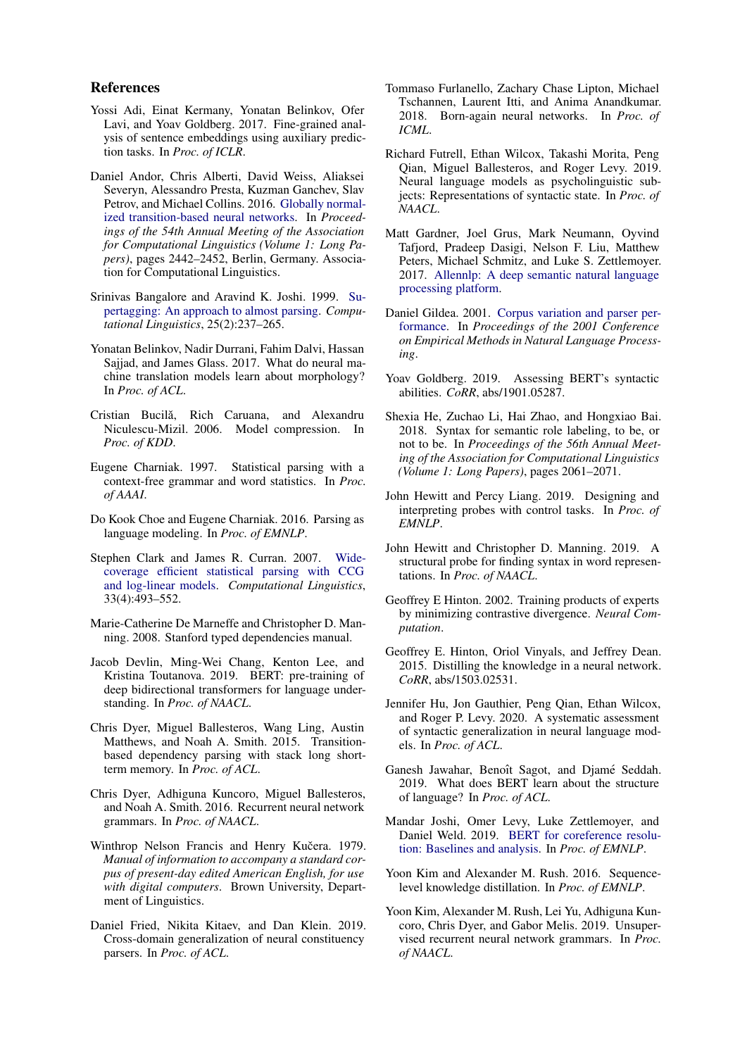## References

Yossi Adi, Einat Kermany, Yonatan Belinkov, Ofer Lavi, and Yoav Goldberg. 2017. Fine-grained analysis of sentence embeddings using auxiliary prediction tasks. In *Proc. of ICLR*.

Daniel Andor, Chris Alberti, David Weiss, Aliaksei Severyn, Alessandro Presta, Kuzman Ganchev, Slav Petrov, and Michael Collins. 2016. Globally normalized transition-based neural networks. In *Proceedings of the 54th Annual Meeting of the Association for Computational Linguistics (Volume 1: Long Papers)*, pages 2442–2452, Berlin, Germany. Association for Computational Linguistics.

Srinivas Bangalore and Aravind K. Joshi. 1999. Supertagging: An approach to almost parsing. *Computational Linguistics*, 25(2):237–265.

Yonatan Belinkov, Nadir Durrani, Fahim Dalvi, Hassan Sajjad, and James Glass. 2017. What do neural machine translation models learn about morphology? In *Proc. of ACL*.

Cristian Bucilă, Rich Caruana, and Alexandru Niculescu-Mizil. 2006. Model compression. In *Proc. of KDD*.

Eugene Charniak. 1997. Statistical parsing with a context-free grammar and word statistics. In *Proc. of AAAI*.

Do Kook Choe and Eugene Charniak. 2016. Parsing as language modeling. In *Proc. of EMNLP*.

Stephen Clark and James R. Curran. 2007. Wide-coverage efficient statistical parsing with CCG and log-linear models. *Computational Linguistics*, 33(4):493–552.

Marie-Catherine De Marneffe and Christopher D. Manning. 2008. Stanford typed dependencies manual.

Jacob Devlin, Ming-Wei Chang, Kenton Lee, and Kristina Toutanova. 2019. BERT: pre-training of deep bidirectional transformers for language understanding. In *Proc. of NAACL*.

Chris Dyer, Miguel Ballesteros, Wang Ling, Austin Matthews, and Noah A. Smith. 2015. Transition-based dependency parsing with stack long short-term memory. In *Proc. of ACL*.

Chris Dyer, Adhiguna Kuncoro, Miguel Ballesteros, and Noah A. Smith. 2016. Recurrent neural network grammars. In *Proc. of NAACL*.

Winthrop Nelson Francis and Henry Kučera. 1979. *Manual of information to accompany a standard corpus of present-day edited American English, for use with digital computers*. Brown University, Department of Linguistics.

Daniel Fried, Nikita Kitaev, and Dan Klein. 2019. Cross-domain generalization of neural constituency parsers. In *Proc. of ACL*.

Tommaso Furlanello, Zachary Chase Lipton, Michael Tschannen, Laurent Itti, and Anima Anandkumar. 2018. Born-again neural networks. In *Proc. of ICML*.

Richard Futrell, Ethan Wilcox, Takashi Morita, Peng Qian, Miguel Ballesteros, and Roger Levy. 2019. Neural language models as psycholinguistic subjects: Representations of syntactic state. In *Proc. of NAACL*.

Matt Gardner, Joel Grus, Mark Neumann, Oyvind Tafjord, Pradeep Dasigi, Nelson F. Liu, Matthew Peters, Michael Schmitz, and Luke S. Zettlemoyer. 2017. Allennlp: A deep semantic natural language processing platform.

Daniel Gildea. 2001. Corpus variation and parser performance. In *Proceedings of the 2001 Conference on Empirical Methods in Natural Language Processing*.

Yoav Goldberg. 2019. Assessing BERT's syntactic abilities. *CoRR*, abs/1901.05287.

Shexia He, Zuchao Li, Hai Zhao, and Hongxiao Bai. 2018. Syntax for semantic role labeling, to be, or not to be. In *Proceedings of the 56th Annual Meeting of the Association for Computational Linguistics (Volume 1: Long Papers)*, pages 2061–2071.

John Hewitt and Percy Liang. 2019. Designing and interpreting probes with control tasks. In *Proc. of EMNLP*.

John Hewitt and Christopher D. Manning. 2019. A structural probe for finding syntax in word representations. In *Proc. of NAACL*.

Geoffrey E Hinton. 2002. Training products of experts by minimizing contrastive divergence. *Neural Computation*.

Geoffrey E. Hinton, Oriol Vinyals, and Jeffrey Dean. 2015. Distilling the knowledge in a neural network. *CoRR*, abs/1503.02531.

Jennifer Hu, Jon Gauthier, Peng Qian, Ethan Wilcox, and Roger P. Levy. 2020. A systematic assessment of syntactic generalization in neural language models. In *Proc. of ACL*.

Ganesh Jawahar, Benoît Sagot, and Djamé Seddah. 2019. What does BERT learn about the structure of language? In *Proc. of ACL*.

Mandar Joshi, Omer Levy, Luke Zettlemoyer, and Daniel Weld. 2019. BERT for coreference resolution: Baselines and analysis. In *Proc. of EMNLP*.

Yoon Kim and Alexander M. Rush. 2016. Sequence-level knowledge distillation. In *Proc. of EMNLP*.

Yoon Kim, Alexander M. Rush, Lei Yu, Adhiguna Kuncoro, Chris Dyer, and Gabor Melis. 2019. Unsupervised recurrent neural network grammars. In *Proc. of NAACL*.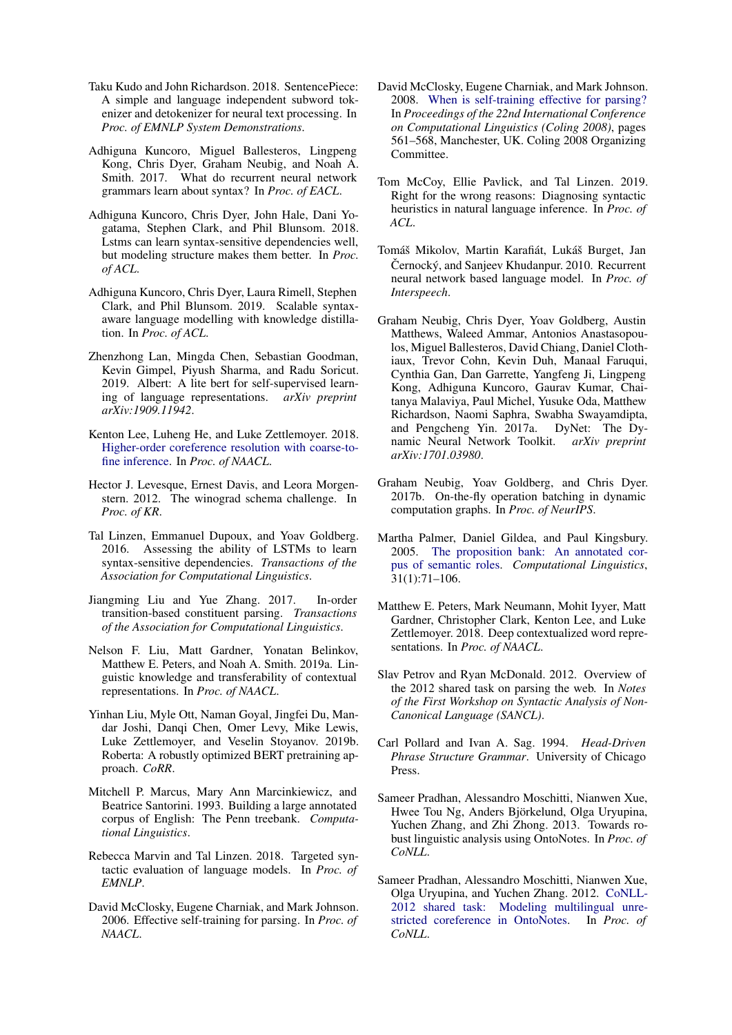Taku Kudo and John Richardson. 2018. SentencePiece: A simple and language independent subword tokenizer and detokenizer for neural text processing. In *Proc. of EMNLP System Demonstrations*.

Adhiguna Kuncoro, Miguel Ballesteros, Lingpeng Kong, Chris Dyer, Graham Neubig, and Noah A. Smith. 2017. What do recurrent neural network grammars learn about syntax? In *Proc. of EACL*.

Adhiguna Kuncoro, Chris Dyer, John Hale, Dani Yogatama, Stephen Clark, and Phil Blunsom. 2018. Lstms can learn syntax-sensitive dependencies well, but modeling structure makes them better. In *Proc. of ACL*.

Adhiguna Kuncoro, Chris Dyer, Laura Rimell, Stephen Clark, and Phil Blunsom. 2019. Scalable syntax-aware language modelling with knowledge distillation. In *Proc. of ACL*.

Zhenzhong Lan, Mingda Chen, Sebastian Goodman, Kevin Gimpel, Piyush Sharma, and Radu Soricut. 2019. Albert: A lite bert for self-supervised learning of language representations. *arXiv preprint arXiv:1909.11942*.

Kenton Lee, Luheng He, and Luke Zettlemoyer. 2018. Higher-order coreference resolution with coarse-to-fine inference. In *Proc. of NAACL*.

Hector J. Levesque, Ernest Davis, and Leora Morgenstern. 2012. The winograd schema challenge. In *Proc. of KR*.

Tal Linzen, Emmanuel Dupoux, and Yoav Goldberg. 2016. Assessing the ability of LSTMs to learn syntax-sensitive dependencies. *Transactions of the Association for Computational Linguistics*.

Jiangming Liu and Yue Zhang. 2017. In-order transition-based constituent parsing. *Transactions of the Association for Computational Linguistics*.

Nelson F. Liu, Matt Gardner, Yonatan Belinkov, Matthew E. Peters, and Noah A. Smith. 2019a. Linguistic knowledge and transferability of contextual representations. In *Proc. of NAACL*.

Yinhan Liu, Myle Ott, Naman Goyal, Jingfei Du, Mandar Joshi, Danqi Chen, Omer Levy, Mike Lewis, Luke Zettlemoyer, and Veselin Stoyanov. 2019b. Roberta: A robustly optimized BERT pretraining approach. *CoRR*.

Mitchell P. Marcus, Mary Ann Marcinkiewicz, and Beatrice Santorini. 1993. Building a large annotated corpus of English: The Penn treebank. *Computational Linguistics*.

Rebecca Marvin and Tal Linzen. 2018. Targeted syntactic evaluation of language models. In *Proc. of EMNLP*.

David McClosky, Eugene Charniak, and Mark Johnson. 2006. Effective self-training for parsing. In *Proc. of NAACL*.

David McClosky, Eugene Charniak, and Mark Johnson. 2008. When is self-training effective for parsing? In *Proceedings of the 22nd International Conference on Computational Linguistics (Coling 2008)*, pages 561–568, Manchester, UK. Coling 2008 Organizing Committee.

Tom McCoy, Ellie Pavlick, and Tal Linzen. 2019. Right for the wrong reasons: Diagnosing syntactic heuristics in natural language inference. In *Proc. of ACL*.

Tomáš Mikolov, Martin Karafiát, Lukáš Burget, Jan Černocký, and Sanjeev Khudanpur. 2010. Recurrent neural network based language model. In *Proc. of Interspeech*.

Graham Neubig, Chris Dyer, Yoav Goldberg, Austin Matthews, Waleed Ammar, Antonios Anastasopoulos, Miguel Ballesteros, David Chiang, Daniel Clothiaux, Trevor Cohn, Kevin Duh, Manaal Faruqui, Cynthia Gan, Dan Garrette, Yangfeng Ji, Lingpeng Kong, Adhiguna Kuncoro, Gaurav Kumar, Chaitanya Malaviya, Paul Michel, Yusuke Oda, Matthew Richardson, Naomi Saphra, Swabha Swayamdipta, and Pengcheng Yin. 2017a. DyNet: The Dynamic Neural Network Toolkit. *arXiv preprint arXiv:1701.03980*.

Graham Neubig, Yoav Goldberg, and Chris Dyer. 2017b. On-the-fly operation batching in dynamic computation graphs. In *Proc. of NeurIPS*.

Martha Palmer, Daniel Gildea, and Paul Kingsbury. 2005. The proposition bank: An annotated corpus of semantic roles. *Computational Linguistics*, 31(1):71–106.

Matthew E. Peters, Mark Neumann, Mohit Iyyer, Matt Gardner, Christopher Clark, Kenton Lee, and Luke Zettlemoyer. 2018. Deep contextualized word representations. In *Proc. of NAACL*.

Slav Petrov and Ryan McDonald. 2012. Overview of the 2012 shared task on parsing the web. In *Notes of the First Workshop on Syntactic Analysis of Non-Canonical Language (SANCL)*.

Carl Pollard and Ivan A. Sag. 1994. *Head-Driven Phrase Structure Grammar*. University of Chicago Press.

Sameer Pradhan, Alessandro Moschitti, Nianwen Xue, Hwee Tou Ng, Anders Björkelund, Olga Uryupina, Yuchen Zhang, and Zhi Zhong. 2013. Towards robust linguistic analysis using OntoNotes. In *Proc. of CoNLL*.

Sameer Pradhan, Alessandro Moschitti, Nianwen Xue, Olga Uryupina, and Yuchen Zhang. 2012. CoNLL-2012 shared task: Modeling multilingual unrestricted coreference in OntoNotes. In *Proc. of CoNLL*.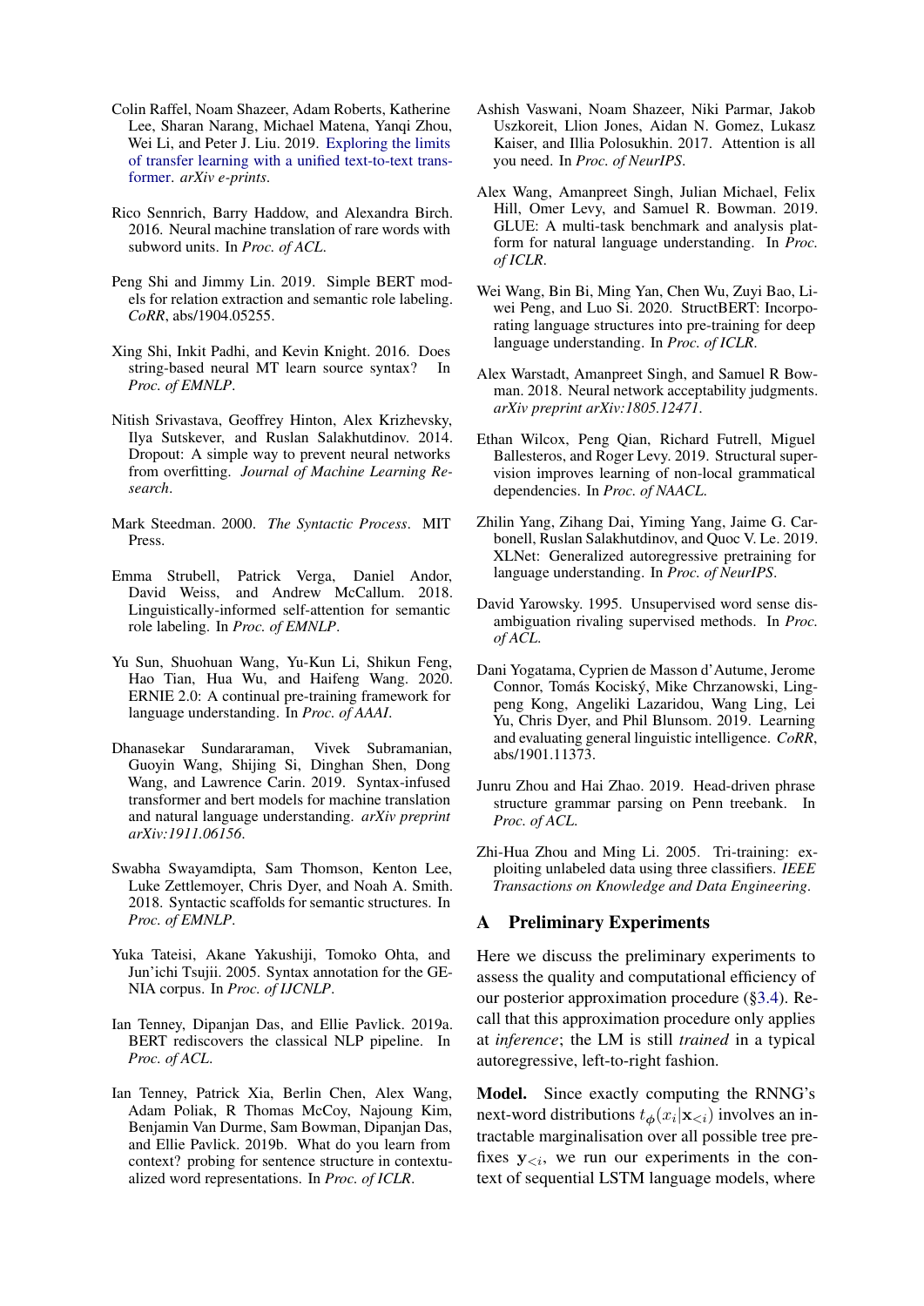Colin Raffel, Noam Shazeer, Adam Roberts, Katherine Lee, Sharan Narang, Michael Matena, Yanqi Zhou, Wei Li, and Peter J. Liu. 2019. Exploring the limits of transfer learning with a unified text-to-text transformer. *arXiv e-prints*.

Rico Sennrich, Barry Haddow, and Alexandra Birch. 2016. Neural machine translation of rare words with subword units. In *Proc. of ACL*.

Peng Shi and Jimmy Lin. 2019. Simple BERT models for relation extraction and semantic role labeling. *CoRR*, abs/1904.05255.

Xing Shi, Inkit Padhi, and Kevin Knight. 2016. Does string-based neural MT learn source syntax? In *Proc. of EMNLP*.

Nitish Srivastava, Geoffrey Hinton, Alex Krizhevsky, Ilya Sutskever, and Ruslan Salakhutdinov. 2014. Dropout: A simple way to prevent neural networks from overfitting. *Journal of Machine Learning Research*.

Mark Steedman. 2000. *The Syntactic Process*. MIT Press.

Emma Strubell, Patrick Verga, Daniel Andor, David Weiss, and Andrew McCallum. 2018. Linguistically-informed self-attention for semantic role labeling. In *Proc. of EMNLP*.

Yu Sun, Shuohuan Wang, Yu-Kun Li, Shikun Feng, Hao Tian, Hua Wu, and Haifeng Wang. 2020. ERNIE 2.0: A continual pre-training framework for language understanding. In *Proc. of AAAI*.

Dhanasekar Sundararaman, Vivek Subramanian, Guoyin Wang, Shijing Si, Dinghan Shen, Dong Wang, and Lawrence Carin. 2019. Syntax-infused transformer and bert models for machine translation and natural language understanding. *arXiv preprint arXiv:1911.06156*.

Swabha Swayamdipta, Sam Thomson, Kenton Lee, Luke Zettlemoyer, Chris Dyer, and Noah A. Smith. 2018. Syntactic scaffolds for semantic structures. In *Proc. of EMNLP*.

Yuka Tateisi, Akane Yakushiji, Tomoko Ohta, and Jun'ichi Tsujii. 2005. Syntax annotation for the GENIA corpus. In *Proc. of IJCNLP*.

Ian Tenney, Dipanjan Das, and Ellie Pavlick. 2019a. BERT rediscovers the classical NLP pipeline. In *Proc. of ACL*.

Ian Tenney, Patrick Xia, Berlin Chen, Alex Wang, Adam Poliak, R Thomas McCoy, Najoung Kim, Benjamin Van Durme, Sam Bowman, Dipanjan Das, and Ellie Pavlick. 2019b. What do you learn from context? probing for sentence structure in contextualized word representations. In *Proc. of ICLR*.

Ashish Vaswani, Noam Shazeer, Niki Parmar, Jakob Uszkoreit, Llion Jones, Aidan N. Gomez, Lukasz Kaiser, and Illia Polosukhin. 2017. Attention is all you need. In *Proc. of NeurIPS*.

Alex Wang, Amanpreet Singh, Julian Michael, Felix Hill, Omer Levy, and Samuel R. Bowman. 2019. GLUE: A multi-task benchmark and analysis platform for natural language understanding. In *Proc. of ICLR*.

Wei Wang, Bin Bi, Ming Yan, Chen Wu, Zuyi Bao, Liwei Peng, and Luo Si. 2020. StructBERT: Incorporating language structures into pre-training for deep language understanding. In *Proc. of ICLR*.

Alex Warstadt, Amanpreet Singh, and Samuel R Bowman. 2018. Neural network acceptability judgments. *arXiv preprint arXiv:1805.12471*.

Ethan Wilcox, Peng Qian, Richard Futrell, Miguel Ballesteros, and Roger Levy. 2019. Structural supervision improves learning of non-local grammatical dependencies. In *Proc. of NAACL*.

Zhilin Yang, Zihang Dai, Yiming Yang, Jaime G. Carbonell, Ruslan Salakhutdinov, and Quoc V. Le. 2019. XLNet: Generalized autoregressive pretraining for language understanding. In *Proc. of NeurIPS*.

David Yarowsky. 1995. Unsupervised word sense disambiguation rivaling supervised methods. In *Proc. of ACL*.

Dani Yogatama, Cyprien de Masson d'Autume, Jerome Connor, Tomás Kociský, Mike Chrzanowski, Lingpeng Kong, Angeliki Lazaridou, Wang Ling, Lei Yu, Chris Dyer, and Phil Blunsom. 2019. Learning and evaluating general linguistic intelligence. *CoRR*, abs/1901.11373.

Junru Zhou and Hai Zhao. 2019. Head-driven phrase structure grammar parsing on Penn treebank. In *Proc. of ACL*.

Zhi-Hua Zhou and Ming Li. 2005. Tri-training: exploiting unlabeled data using three classifiers. *IEEE Transactions on Knowledge and Data Engineering*.

## A Preliminary Experiments

Here we discuss the preliminary experiments to assess the quality and computational efficiency of our posterior approximation procedure (§3.4). Recall that this approximation procedure only applies at *inference*; the LM is still *trained* in a typical autoregressive, left-to-right fashion.

**Model.** Since exactly computing the RNNG's next-word distributions $t_{\phi}(x_i|\mathbf{x}_{<i})$ involves an intractable marginalisation over all possible tree prefixes $\mathbf{y}_{<i}$, we run our experiments in the context of sequential LSTM language models, where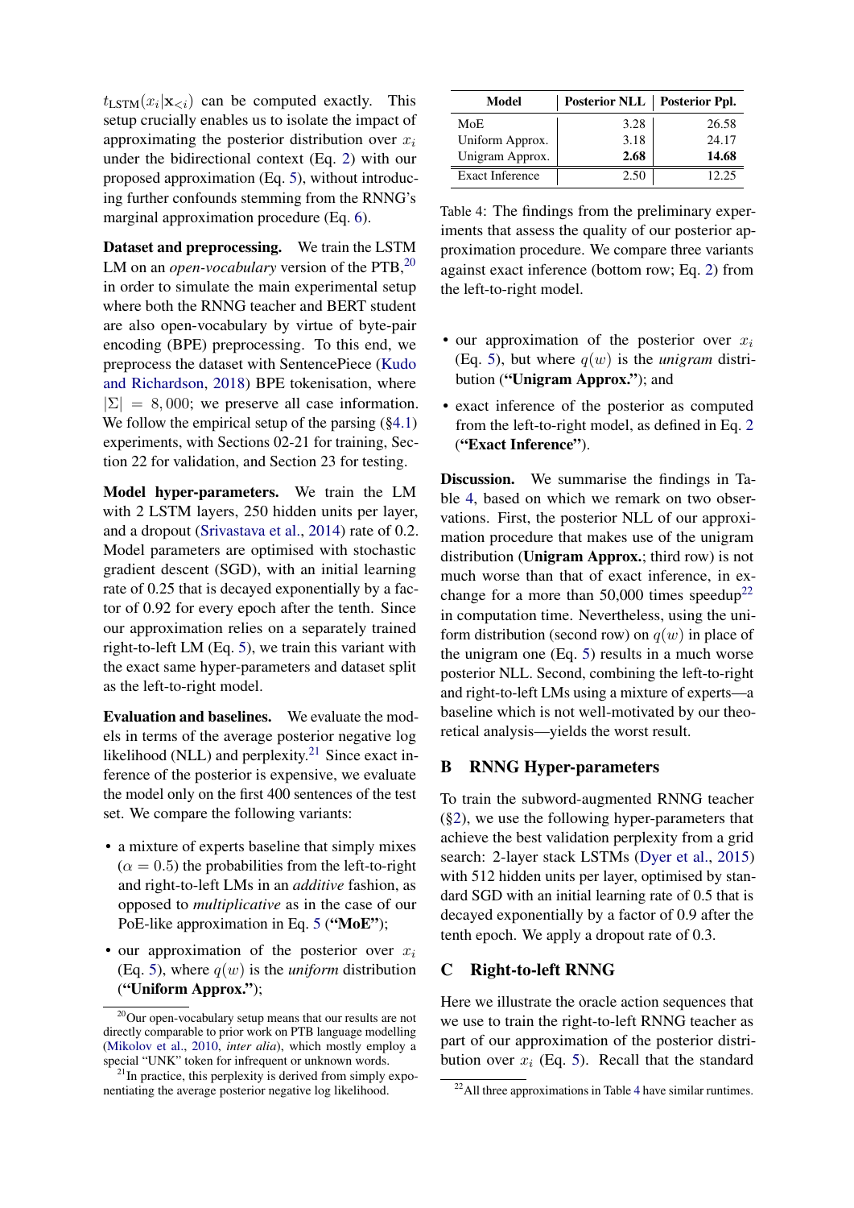$t_{\text{LSTM}}(x_i|\mathbf{x}_{<i})$ can be computed exactly. This setup crucially enables us to isolate the impact of approximating the posterior distribution over $x_i$ under the bidirectional context (Eq. 2) with our proposed approximation (Eq. 5), without introducing further confounds stemming from the RNNG's marginal approximation procedure (Eq. 6).

**Dataset and preprocessing.** We train the LSTM LM on an *open-vocabulary* version of the PTB,[20] in order to simulate the main experimental setup where both the RNNG teacher and BERT student are also open-vocabulary by virtue of byte-pair encoding (BPE) preprocessing. To this end, we preprocess the dataset with SentencePiece (Kudo and Richardson, 2018) BPE tokenisation, where $|\Sigma| = 8,000$; we preserve all case information. We follow the empirical setup of the parsing (§4.1) experiments, with Sections 02-21 for training, Section 22 for validation, and Section 23 for testing.

**Model hyper-parameters.** We train the LM with 2 LSTM layers, 250 hidden units per layer, and a dropout (Srivastava et al., 2014) rate of 0.2. Model parameters are optimised with stochastic gradient descent (SGD), with an initial learning rate of 0.25 that is decayed exponentially by a factor of 0.92 for every epoch after the tenth. Since our approximation relies on a separately trained right-to-left LM (Eq. 5), we train this variant with the exact same hyper-parameters and dataset split as the left-to-right model.

**Evaluation and baselines.** We evaluate the models in terms of the average posterior negative log likelihood (NLL) and perplexity.[21] Since exact inference of the posterior is expensive, we evaluate the model only on the first 400 sentences of the test set. We compare the following variants:

- a mixture of experts baseline that simply mixes ($\alpha = 0.5$) the probabilities from the left-to-right and right-to-left LMs in an *additive* fashion, as opposed to *multiplicative* as in the case of our PoE-like approximation in Eq. 5 (**"MoE"**);
- our approximation of the posterior over $x_i$ (Eq. 5), where $q(w)$ is the *uniform* distribution (**"Uniform Approx."**);
- our approximation of the posterior over $x_i$ (Eq. 5), but where $q(w)$ is the *unigram* distribution (**"Unigram Approx."**); and
- exact inference of the posterior as computed from the left-to-right model, as defined in Eq. 2 (**"Exact Inference"**).

| Model | Posterior NLL | Posterior Ppl. |
|---|---|---|
| MoE | 3.28 | 26.58 |
| Uniform Approx. | 3.18 | 24.17 |
| Unigram Approx. | **2.68** | **14.68** |
| Exact Inference | 2.50 | 12.25 |

Table 4: The findings from the preliminary experiments that assess the quality of our posterior approximation procedure. We compare three variants against exact inference (bottom row; Eq. 2) from the left-to-right model.

**Discussion.** We summarise the findings in Table 4, based on which we remark on two observations. First, the posterior NLL of our approximation procedure that makes use of the unigram distribution (**Unigram Approx.**; third row) is not much worse than that of exact inference, in exchange for a more than 50,000 times speedup[22] in computation time. Nevertheless, using the uniform distribution (second row) on $q(w)$ in place of the unigram one (Eq. 5) results in a much worse posterior NLL. Second, combining the left-to-right and right-to-left LMs using a mixture of experts—a baseline which is not well-motivated by our theoretical analysis—yields the worst result.

## B RNNG Hyper-parameters

To train the subword-augmented RNNG teacher (§2), we use the following hyper-parameters that achieve the best validation perplexity from a grid search: 2-layer stack LSTMs (Dyer et al., 2015) with 512 hidden units per layer, optimised by standard SGD with an initial learning rate of 0.5 that is decayed exponentially by a factor of 0.9 after the tenth epoch. We apply a dropout rate of 0.3.

## C Right-to-left RNNG

Here we illustrate the oracle action sequences that we use to train the right-to-left RNNG teacher as part of our approximation of the posterior distribution over $x_i$ (Eq. 5). Recall that the standard

[20] Our open-vocabulary setup means that our results are not directly comparable to prior work on PTB language modelling (Mikolov et al., 2010, *inter alia*), which mostly employ a special "UNK" token for infrequent or unknown words.

[21] In practice, this perplexity is derived from simply exponentiating the average posterior negative log likelihood.

[22] All three approximations in Table 4 have similar runtimes.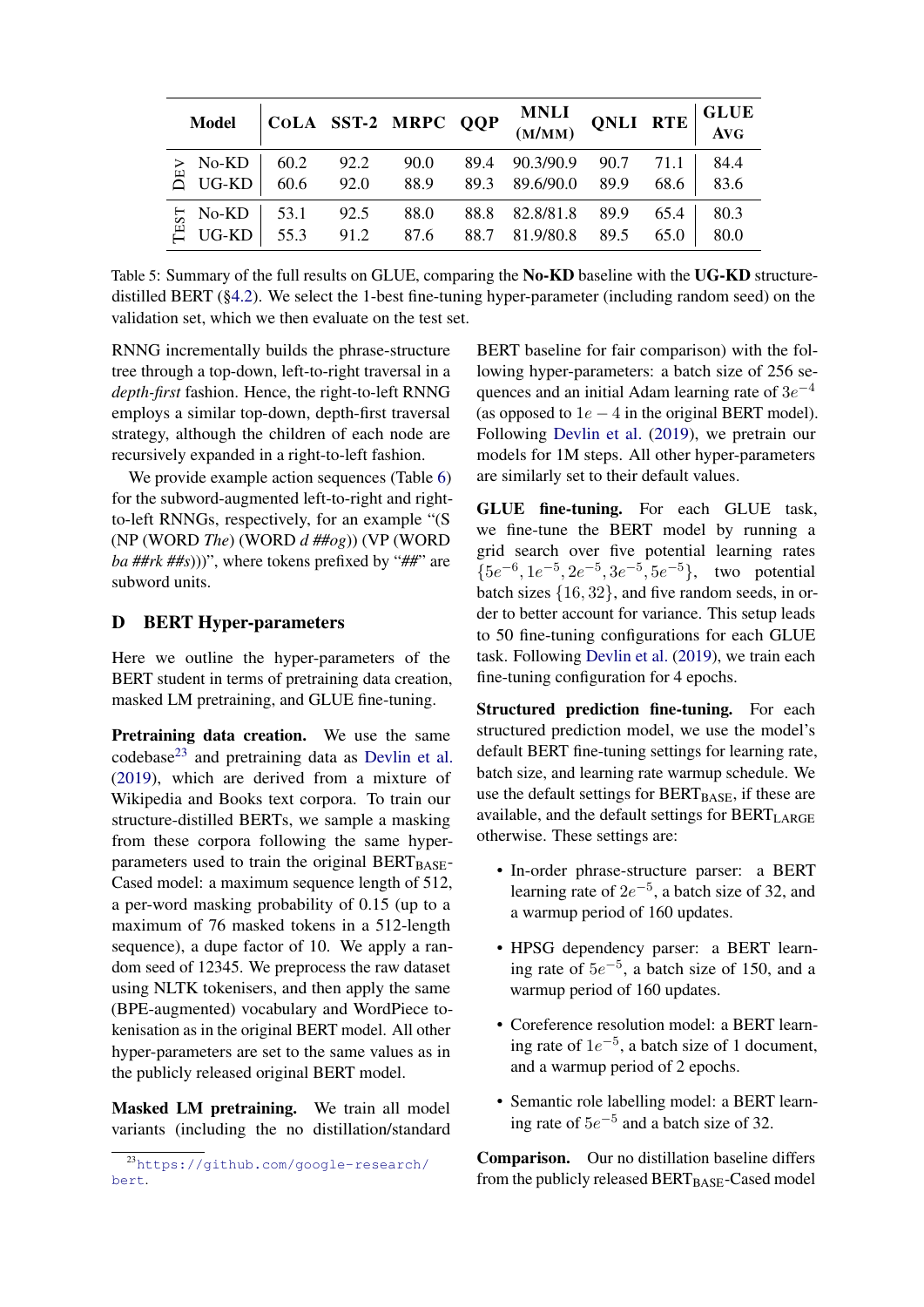| | Model | CoLA | SST-2 | MRPC | QQP | MNLI (M/MM) | QNLI | RTE | GLUE Avg |
|---|---|---|---|---|---|---|---|---|---|
| Dev | No-KD | 60.2 | 92.2 | 90.0 | 89.4 | 90.3/90.9 | 90.7 | 71.1 | 84.4 |
| | UG-KD | 60.6 | 92.0 | 88.9 | 89.3 | 89.6/90.0 | 89.9 | 68.6 | 83.6 |
| Test | No-KD | 53.1 | 92.5 | 88.0 | 88.8 | 82.8/81.8 | 89.9 | 65.4 | 80.3 |
| | UG-KD | 55.3 | 91.2 | 87.6 | 88.7 | 81.9/80.8 | 89.5 | 65.0 | 80.0 |

Table 5: Summary of the full results on GLUE, comparing the **No-KD** baseline with the **UG-KD** structure-distilled BERT (§4.2). We select the 1-best fine-tuning hyper-parameter (including random seed) on the validation set, which we then evaluate on the test set.

RNNG incrementally builds the phrase-structure tree through a top-down, left-to-right traversal in a *depth-first* fashion. Hence, the right-to-left RNNG employs a similar top-down, depth-first traversal strategy, although the children of each node are recursively expanded in a right-to-left fashion.

We provide example action sequences (Table 6) for the subword-augmented left-to-right and right-to-left RNNGs, respectively, for an example "(S (NP (WORD *The*) (WORD *d ##og*)) (VP (WORD *ba ##rk ##s*)))", where tokens prefixed by "*##*" are subword units.

## D BERT Hyper-parameters

Here we outline the hyper-parameters of the BERT student in terms of pretraining data creation, masked LM pretraining, and GLUE fine-tuning.

**Pretraining data creation.** We use the same codebase[23] and pretraining data as Devlin et al. (2019), which are derived from a mixture of Wikipedia and Books text corpora. To train our structure-distilled BERTs, we sample a masking from these corpora following the same hyper-parameters used to train the original $\text{BERT}_{\text{BASE}}$-Cased model: a maximum sequence length of 512, a per-word masking probability of 0.15 (up to a maximum of 76 masked tokens in a 512-length sequence), a dupe factor of 10. We apply a random seed of 12345. We preprocess the raw dataset using NLTK tokenisers, and then apply the same (BPE-augmented) vocabulary and WordPiece tokenisation as in the original BERT model. All other hyper-parameters are set to the same values as in the publicly released original BERT model.

**Masked LM pretraining.** We train all model variants (including the no distillation/standard BERT baseline for fair comparison) with the following hyper-parameters: a batch size of 256 sequences and an initial Adam learning rate of $3e^{-4}$ (as opposed to $1e-4$ in the original BERT model). Following Devlin et al. (2019), we pretrain our models for 1M steps. All other hyper-parameters are similarly set to their default values.

**GLUE fine-tuning.** For each GLUE task, we fine-tune the BERT model by running a grid search over five potential learning rates $\{5e^{-6}, 1e^{-5}, 2e^{-5}, 3e^{-5}, 5e^{-5}\}$, two potential batch sizes $\{16, 32\}$, and five random seeds, in order to better account for variance. This setup leads to 50 fine-tuning configurations for each GLUE task. Following Devlin et al. (2019), we train each fine-tuning configuration for 4 epochs.

**Structured prediction fine-tuning.** For each structured prediction model, we use the model's default BERT fine-tuning settings for learning rate, batch size, and learning rate warmup schedule. We use the default settings for $\text{BERT}_{\text{BASE}}$, if these are available, and the default settings for $\text{BERT}_{\text{LARGE}}$ otherwise. These settings are:

- In-order phrase-structure parser: a BERT learning rate of $2e^{-5}$, a batch size of 32, and a warmup period of 160 updates.
- HPSG dependency parser: a BERT learning rate of $5e^{-5}$, a batch size of 150, and a warmup period of 160 updates.
- Coreference resolution model: a BERT learning rate of $1e^{-5}$, a batch size of 1 document, and a warmup period of 2 epochs.
- Semantic role labelling model: a BERT learning rate of $5e^{-5}$ and a batch size of 32.

**Comparison.** Our no distillation baseline differs from the publicly released $\text{BERT}_{\text{BASE}}$-Cased model

[23] https://github.com/google-research/bert.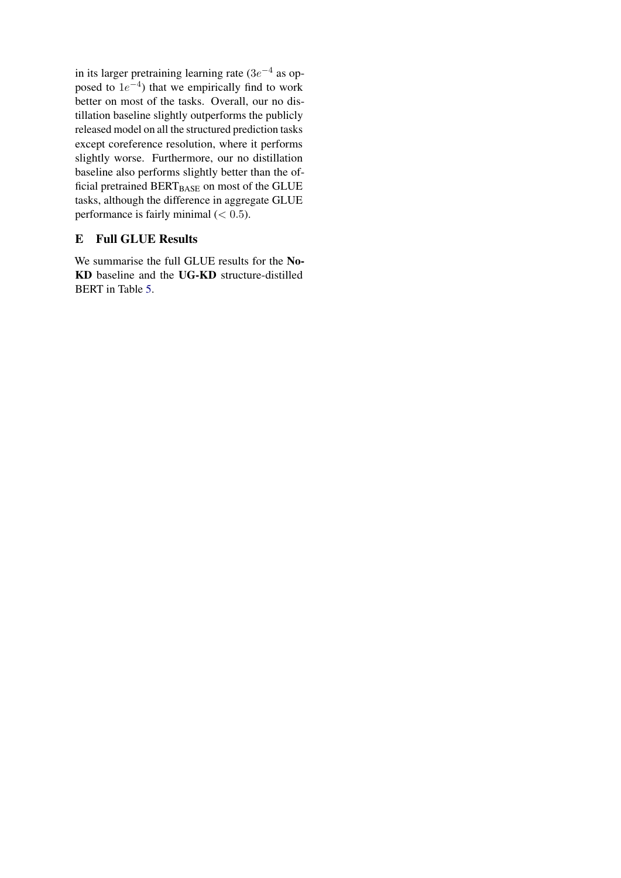in its larger pretraining learning rate ($3e^{-4}$ as opposed to $1e^{-4}$) that we empirically find to work better on most of the tasks. Overall, our no distillation baseline slightly outperforms the publicly released model on all the structured prediction tasks except coreference resolution, where it performs slightly worse. Furthermore, our no distillation baseline also performs slightly better than the official pretrained $\text{BERT}_{\text{BASE}}$ on most of the GLUE tasks, although the difference in aggregate GLUE performance is fairly minimal ($< 0.5$).

## E Full GLUE Results

We summarise the full GLUE results for the **No-KD** baseline and the **UG-KD** structure-distilled BERT in Table 5.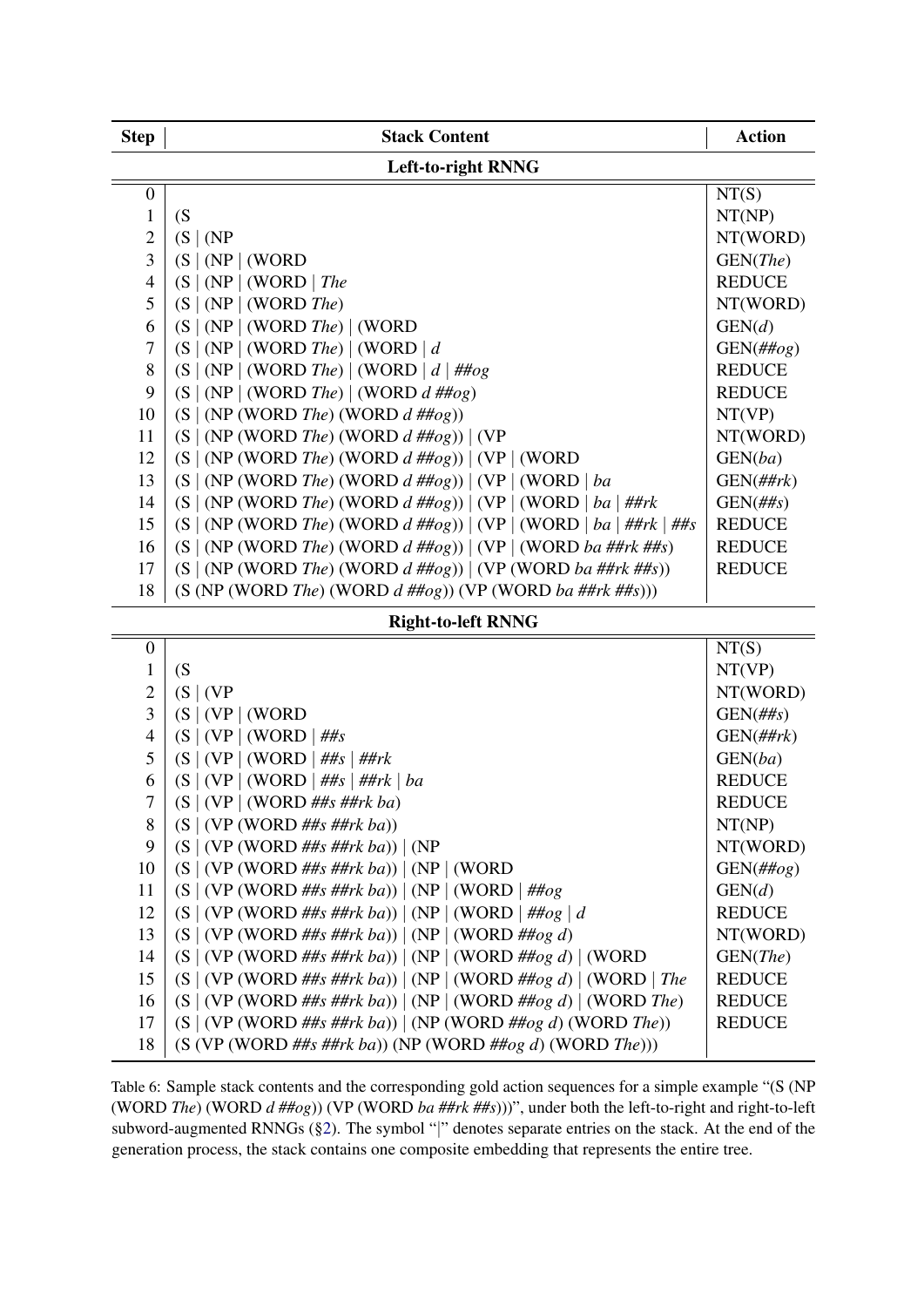| Step | Stack Content | Action |
|---|---|---|
| | **Left-to-right RNNG** | |
| 0 | | NT(S) |
| 1 | (S | NT(NP) |
| 2 | (S \| (NP | NT(WORD) |
| 3 | (S \| (NP \| (WORD | GEN(*The*) |
| 4 | (S \| (NP \| (WORD \| *The* | REDUCE |
| 5 | (S \| (NP \| (WORD *The*) | NT(WORD) |
| 6 | (S \| (NP \| (WORD *The*) \| (WORD | GEN(*d*) |
| 7 | (S \| (NP \| (WORD *The*) \| (WORD \| *d* | GEN(*##og*) |
| 8 | (S \| (NP \| (WORD *The*) \| (WORD \| *d* \| *##og* | REDUCE |
| 9 | (S \| (NP \| (WORD *The*) \| (WORD *d ##og*) | REDUCE |
| 10 | (S \| (NP (WORD *The*) (WORD *d ##og*)) | NT(VP) |
| 11 | (S \| (NP (WORD *The*) (WORD *d ##og*)) \| (VP | NT(WORD) |
| 12 | (S \| (NP (WORD *The*) (WORD *d ##og*)) \| (VP \| (WORD | GEN(*ba*) |
| 13 | (S \| (NP (WORD *The*) (WORD *d ##og*)) \| (VP \| (WORD \| *ba* | GEN(*##rk*) |
| 14 | (S \| (NP (WORD *The*) (WORD *d ##og*)) \| (VP \| (WORD \| *ba* \| *##rk* | GEN(*##s*) |
| 15 | (S \| (NP (WORD *The*) (WORD *d ##og*)) \| (VP \| (WORD \| *ba* \| *##rk* \| *##s* | REDUCE |
| 16 | (S \| (NP (WORD *The*) (WORD *d ##og*)) \| (VP \| (WORD *ba ##rk ##s*) | REDUCE |
| 17 | (S \| (NP (WORD *The*) (WORD *d ##og*)) \| (VP (WORD *ba ##rk ##s*)) | REDUCE |
| 18 | (S (NP (WORD *The*) (WORD *d ##og*)) (VP (WORD *ba ##rk ##s*))) | |
| | **Right-to-left RNNG** | |
| 0 | | NT(S) |
| 1 | (S | NT(VP) |
| 2 | (S \| (VP | NT(WORD) |
| 3 | (S \| (VP \| (WORD | GEN(*##s*) |
| 4 | (S \| (VP \| (WORD \| *##s* | GEN(*##rk*) |
| 5 | (S \| (VP \| (WORD \| *##s* \| *##rk* | GEN(*ba*) |
| 6 | (S \| (VP \| (WORD \| *##s* \| *##rk* \| *ba* | REDUCE |
| 7 | (S \| (VP \| (WORD *##s ##rk ba*) | REDUCE |
| 8 | (S \| (VP (WORD *##s ##rk ba*)) | NT(NP) |
| 9 | (S \| (VP (WORD *##s ##rk ba*)) \| (NP | NT(WORD) |
| 10 | (S \| (VP (WORD *##s ##rk ba*)) \| (NP \| (WORD | GEN(*##og*) |
| 11 | (S \| (VP (WORD *##s ##rk ba*)) \| (NP \| (WORD \| *##og* | GEN(*d*) |
| 12 | (S \| (VP (WORD *##s ##rk ba*)) \| (NP \| (WORD \| *##og* \| *d* | REDUCE |
| 13 | (S \| (VP (WORD *##s ##rk ba*)) \| (NP \| (WORD *##og d*) | NT(WORD) |
| 14 | (S \| (VP (WORD *##s ##rk ba*)) \| (NP \| (WORD *##og d*) \| (WORD | GEN(*The*) |
| 15 | (S \| (VP (WORD *##s ##rk ba*)) \| (NP \| (WORD *##og d*) \| (WORD \| *The* | REDUCE |
| 16 | (S \| (VP (WORD *##s ##rk ba*)) \| (NP \| (WORD *##og d*) \| (WORD *The*) | REDUCE |
| 17 | (S \| (VP (WORD *##s ##rk ba*)) \| (NP (WORD *##og d*) (WORD *The*)) | REDUCE |
| 18 | (S (VP (WORD *##s ##rk ba*)) (NP (WORD *##og d*) (WORD *The*))) | |

Table 6: Sample stack contents and the corresponding gold action sequences for a simple example "(S (NP (WORD *The*) (WORD *d ##og*)) (VP (WORD *ba ##rk ##s*)))", under both the left-to-right and right-to-left subword-augmented RNNGs (§2). The symbol "|" denotes separate entries on the stack. At the end of the generation process, the stack contains one composite embedding that represents the entire tree.